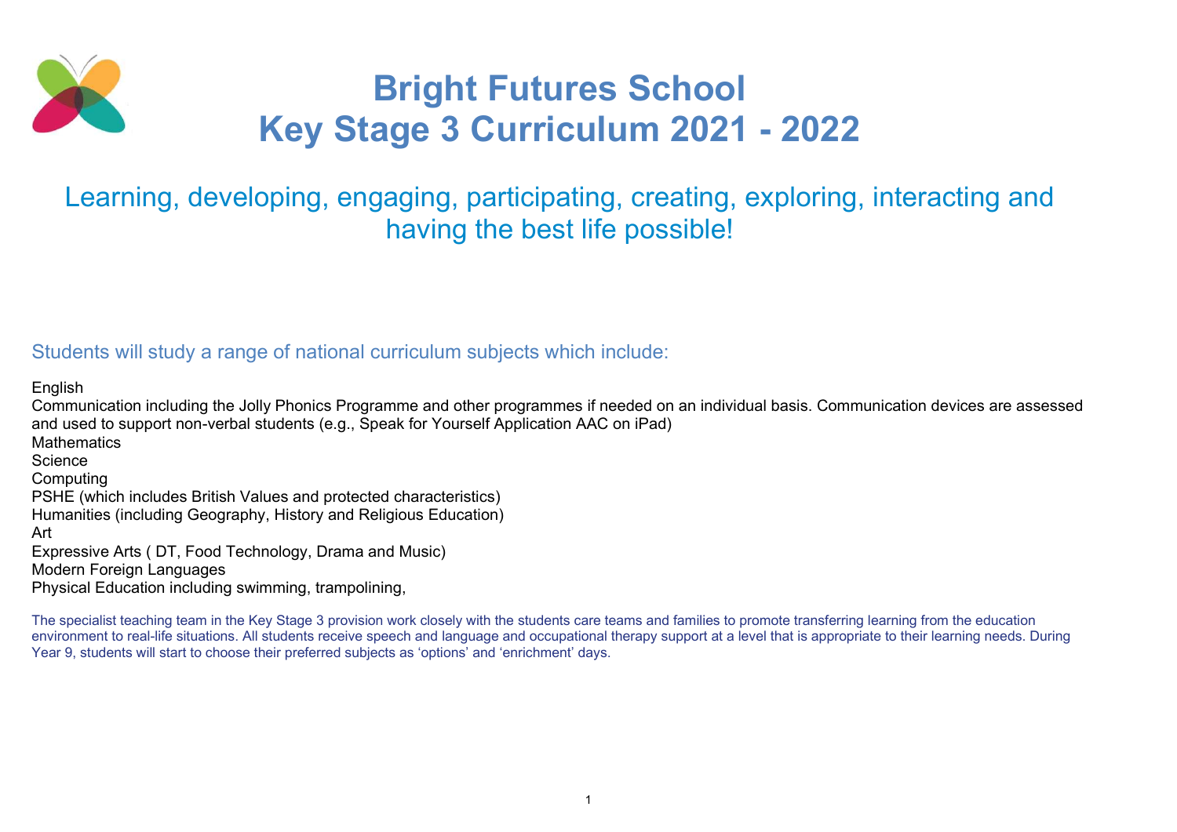# Bright Futures School
# Key Stage 3 Curriculum 2021 - 2022

## Learning, developing, engaging, participating, creating, exploring, interacting and having the best life possible!

### Students will study a range of national curriculum subjects which include:

English
Communication including the Jolly Phonics Programme and other programmes if needed on an individual basis. Communication devices are assessed and used to support non-verbal students (e.g., Speak for Yourself Application AAC on iPad)
Mathematics
Science
Computing
PSHE (which includes British Values and protected characteristics)
Humanities (including Geography, History and Religious Education)
Art
Expressive Arts ( DT, Food Technology, Drama and Music)
Modern Foreign Languages
Physical Education including swimming, trampolining,

The specialist teaching team in the Key Stage 3 provision work closely with the students care teams and families to promote transferring learning from the education environment to real-life situations. All students receive speech and language and occupational therapy support at a level that is appropriate to their learning needs. During Year 9, students will start to choose their preferred subjects as 'options' and 'enrichment' days.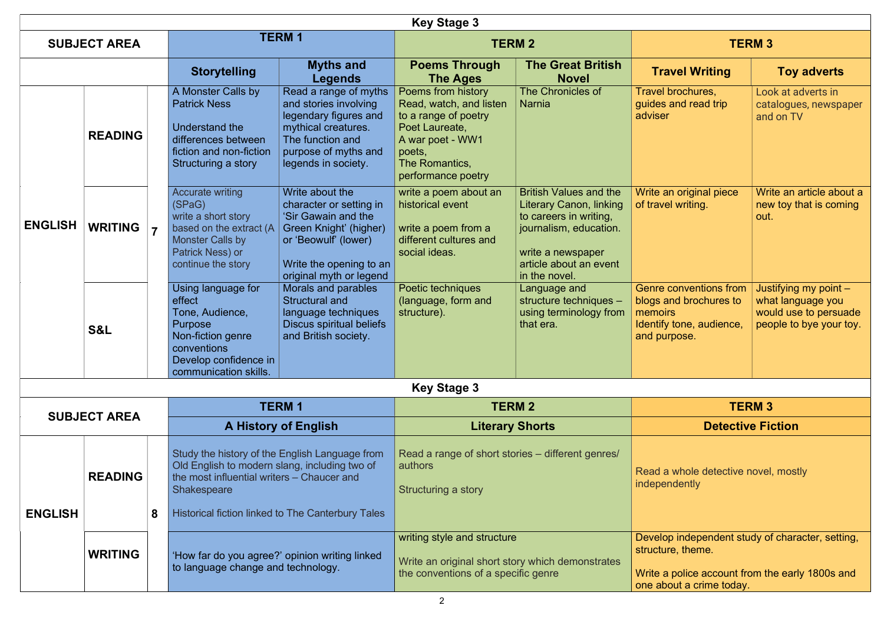## Key Stage 3

| SUBJECT AREA | | | TERM 1 | | TERM 2 | | TERM 3 | |
|---|---|---|---|---|---|---|---|---|
| | | | **Storytelling** | **Myths and Legends** | **Poems Through The Ages** | **The Great British Novel** | **Travel Writing** | **Toy adverts** |
| **ENGLISH** | **READING** | **7** | A Monster Calls by Patrick Ness<br><br>Understand the differences between fiction and non-fiction<br>Structuring a story | Read a range of myths and stories involving legendary figures and mythical creatures.<br>The function and purpose of myths and legends in society. | Poems from history<br>Read, watch, and listen to a range of poetry<br>Poet Laureate,<br>A war poet - WW1 poets,<br>The Romantics,<br>performance poetry | The Chronicles of Narnia | Travel brochures, guides and read trip adviser | Look at adverts in catalogues, newspaper and on TV |
| | **WRITING** | | Accurate writing (SPaG)<br>write a short story based on the extract (A Monster Calls by Patrick Ness) or continue the story | Write about the character or setting in 'Sir Gawain and the Green Knight' (higher) or 'Beowulf' (lower)<br><br>Write the opening to an original myth or legend | write a poem about an historical event<br><br>write a poem from a different cultures and social ideas. | British Values and the Literary Canon, linking to careers in writing, journalism, education.<br><br>write a newspaper article about an event in the novel. | Write an original piece of travel writing. | Write an article about a new toy that is coming out. |
| | **S&L** | | Using language for effect<br>Tone, Audience, Purpose<br>Non-fiction genre conventions<br>Develop confidence in communication skills. | Morals and parables<br>Structural and language techniques<br>Discus spiritual beliefs and British society. | Poetic techniques (language, form and structure). | Language and structure techniques – using terminology from that era. | Genre conventions from blogs and brochures to memoirs<br>Identify tone, audience, and purpose. | Justifying my point – what language you would use to persuade people to bye your toy. |

## Key Stage 3

| SUBJECT AREA | | | TERM 1 | TERM 2 | TERM 3 |
|---|---|---|---|---|---|
| | | | **A History of English** | **Literary Shorts** | **Detective Fiction** |
| **ENGLISH** | **READING** | **8** | Study the history of the English Language from Old English to modern slang, including two of the most influential writers – Chaucer and Shakespeare<br><br>Historical fiction linked to The Canterbury Tales | Read a range of short stories – different genres/ authors<br><br>Structuring a story | Read a whole detective novel, mostly independently |
| | **WRITING** | | 'How far do you agree?' opinion writing linked to language change and technology. | writing style and structure<br><br>Write an original short story which demonstrates the conventions of a specific genre | Develop independent study of character, setting, structure, theme.<br><br>Write a police account from the early 1800s and one about a crime today. |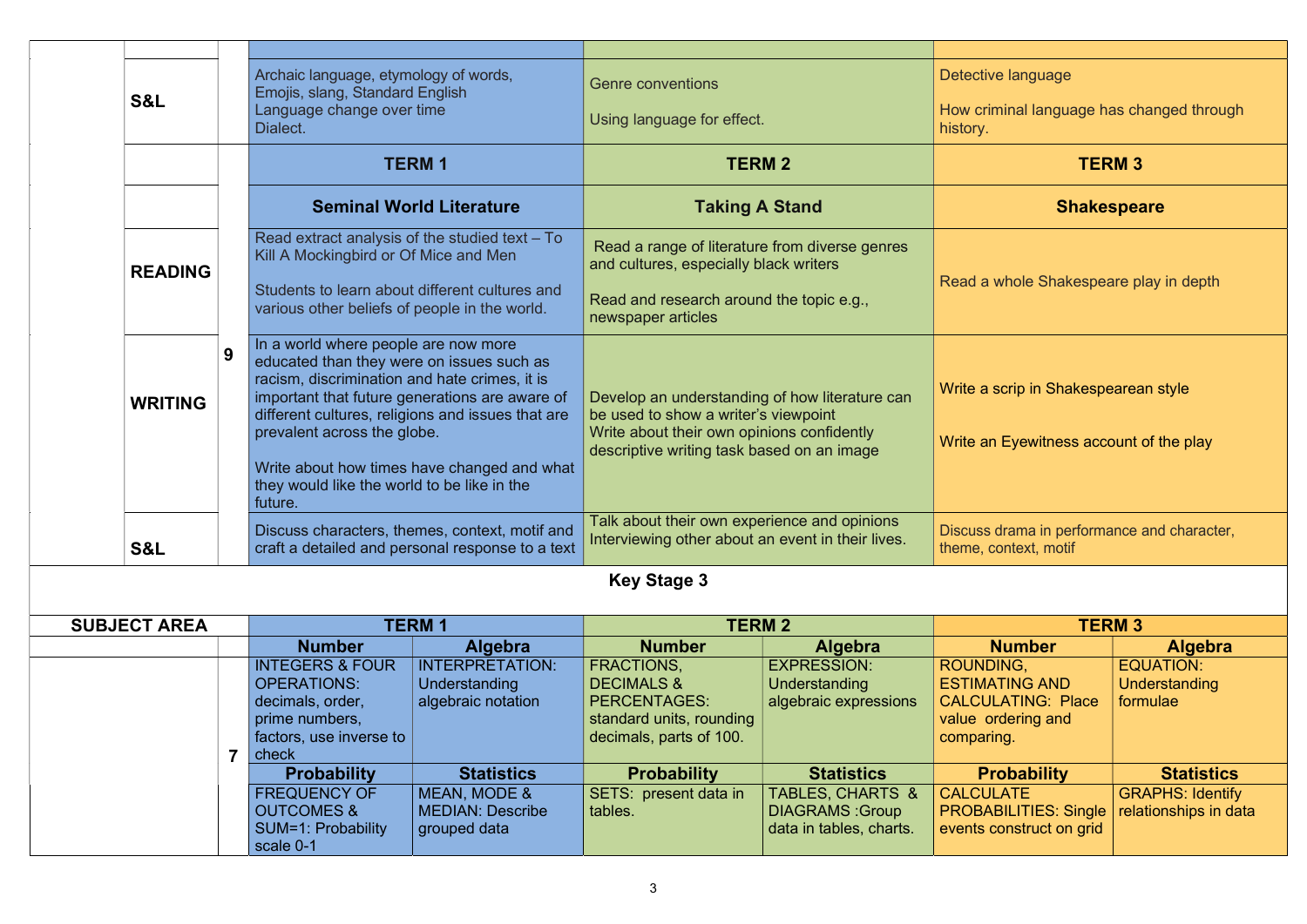|  |  |  |  |  |
|---|---|---|---|---|
|  |  |  |  |  |
|  | S&L |  | Archaic language, etymology of words, Emojis, slang, Standard English Language change over time Dialect. | Genre conventions<br><br>Using language for effect. | Detective language<br><br>How criminal language has changed through history. |
|  |  | 9 | **TERM 1** | **TERM 2** | **TERM 3** |
|  |  |  | **Seminal World Literature** | **Taking A Stand** | **Shakespeare** |
|  | READING |  | Read extract analysis of the studied text – To Kill A Mockingbird or Of Mice and Men<br><br>Students to learn about different cultures and various other beliefs of people in the world. | Read a range of literature from diverse genres and cultures, especially black writers<br><br>Read and research around the topic e.g., newspaper articles | Read a whole Shakespeare play in depth |
|  | WRITING |  | In a world where people are now more educated than they were on issues such as racism, discrimination and hate crimes, it is important that future generations are aware of different cultures, religions and issues that are prevalent across the globe.<br><br>Write about how times have changed and what they would like the world to be like in the future. | Develop an understanding of how literature can be used to show a writer's viewpoint<br>Write about their own opinions confidently<br>descriptive writing task based on an image | Write a scrip in Shakespearean style<br><br>Write an Eyewitness account of the play |
|  | S&L |  | Discuss characters, themes, context, motif and craft a detailed and personal response to a text | Talk about their own experience and opinions<br>Interviewing other about an event in their lives. | Discuss drama in performance and character, theme, context, motif |

## Key Stage 3

| SUBJECT AREA |  | TERM 1 |  | TERM 2 |  | TERM 3 |  |
|---|---|---|---|---|---|---|---|
|  |  | **Number** | **Algebra** | **Number** | **Algebra** | **Number** | **Algebra** |
|  | 7 | INTEGERS & FOUR OPERATIONS: decimals, order, prime numbers, factors, use inverse to check | INTERPRETATION: Understanding algebraic notation | FRACTIONS, DECIMALS & PERCENTAGES: standard units, rounding decimals, parts of 100. | EXPRESSION: Understanding algebraic expressions | ROUNDING, ESTIMATING AND CALCULATING: Place value ordering and comparing. | EQUATION: Understanding formulae |
|  |  | **Probability** | **Statistics** | **Probability** | **Statistics** | **Probability** | **Statistics** |
|  |  | FREQUENCY OF OUTCOMES & SUM=1: Probability scale 0-1 | MEAN, MODE & MEDIAN: Describe grouped data | SETS: present data in tables. | TABLES, CHARTS & DIAGRAMS :Group data in tables, charts. | CALCULATE PROBABILITIES: Single events construct on grid | GRAPHS: Identify relationships in data |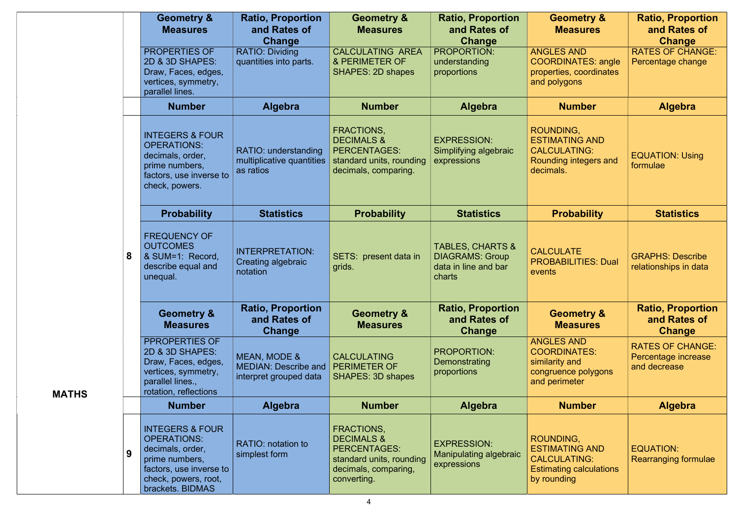| MATHS | | | | | | | |
|---|---|---|---|---|---|---|---|
| | | **Geometry & Measures** | **Ratio, Proportion and Rates of Change** | **Geometry & Measures** | **Ratio, Proportion and Rates of Change** | **Geometry & Measures** | **Ratio, Proportion and Rates of Change** |
| | | PROPERTIES OF 2D & 3D SHAPES: Draw, Faces, edges, vertices, symmetry, parallel lines. | RATIO: Dividing quantities into parts. | CALCULATING AREA & PERIMETER OF SHAPES: 2D shapes | PROPORTION: understanding proportions | ANGLES AND COORDINATES: angle properties, coordinates and polygons | RATES OF CHANGE: Percentage change |
| | | **Number** | **Algebra** | **Number** | **Algebra** | **Number** | **Algebra** |
| | 8 | INTEGERS & FOUR OPERATIONS: decimals, order, prime numbers, factors, use inverse to check, powers. | RATIO: understanding multiplicative quantities as ratios | FRACTIONS, DECIMALS & PERCENTAGES: standard units, rounding decimals, comparing. | EXPRESSION: Simplifying algebraic expressions | ROUNDING, ESTIMATING AND CALCULATING: Rounding integers and decimals. | EQUATION: Using formulae |
| | | **Probability** | **Statistics** | **Probability** | **Statistics** | **Probability** | **Statistics** |
| | | FREQUENCY OF OUTCOMES & SUM=1: Record, describe equal and unequal. | INTERPRETATION: Creating algebraic notation | SETS: present data in grids. | TABLES, CHARTS & DIAGRAMS: Group data in line and bar charts | CALCULATE PROBABILITIES: Dual events | GRAPHS: Describe relationships in data |
| | | **Geometry & Measures** | **Ratio, Proportion and Rates of Change** | **Geometry & Measures** | **Ratio, Proportion and Rates of Change** | **Geometry & Measures** | **Ratio, Proportion and Rates of Change** |
| | | PPROPERTIES OF 2D & 3D SHAPES: Draw, Faces, edges, vertices, symmetry, parallel lines., rotation, reflections | MEAN, MODE & MEDIAN: Describe and interpret grouped data | CALCULATING PERIMETER OF SHAPES: 3D shapes | PROPORTION: Demonstrating proportions | ANGLES AND COORDINATES: similarity and congruence polygons and perimeter | RATES OF CHANGE: Percentage increase and decrease |
| | | **Number** | **Algebra** | **Number** | **Algebra** | **Number** | **Algebra** |
| | 9 | INTEGERS & FOUR OPERATIONS: decimals, order, prime numbers, factors, use inverse to check, powers, root, brackets. BIDMAS | RATIO: notation to simplest form | FRACTIONS, DECIMALS & PERCENTAGES: standard units, rounding decimals, comparing, converting. | EXPRESSION: Manipulating algebraic expressions | ROUNDING, ESTIMATING AND CALCULATING: Estimating calculations by rounding | EQUATION: Rearranging formulae |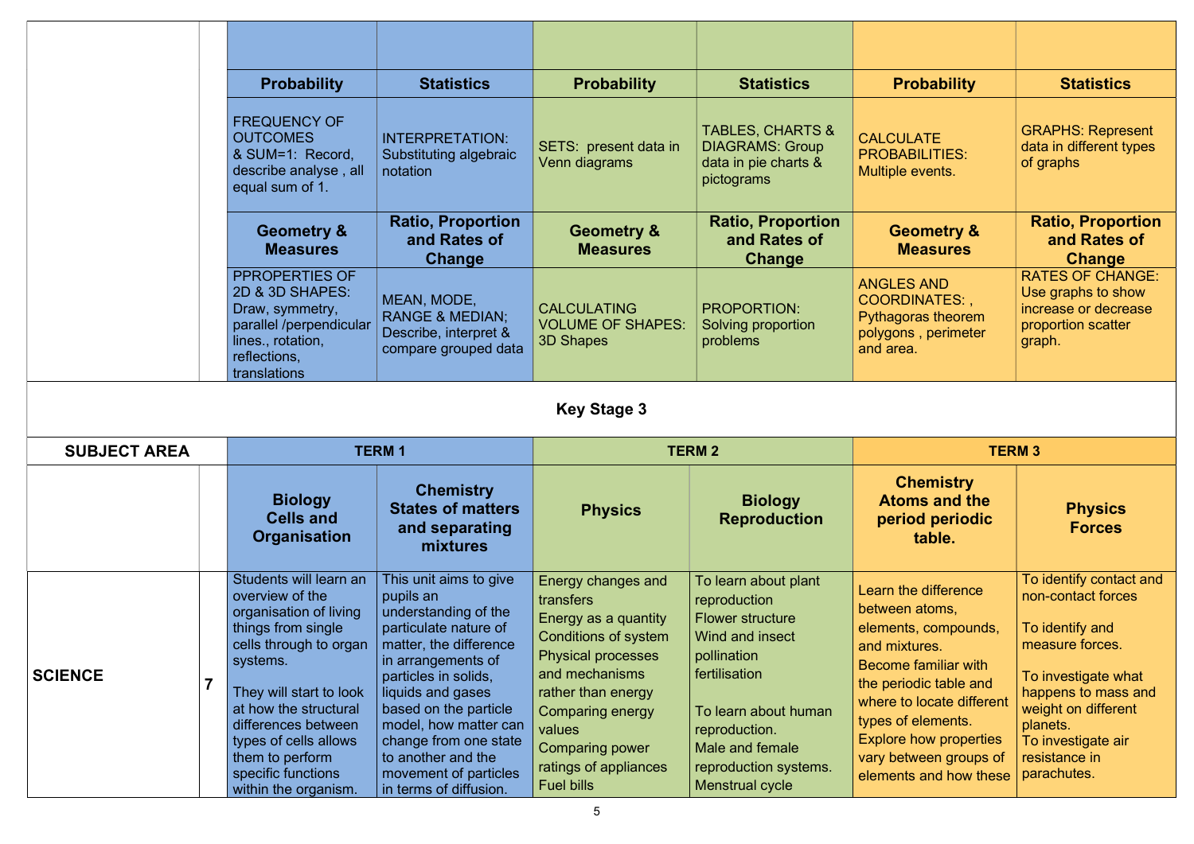| | | | | | | | |
|---|---|---|---|---|---|---|---|
| | | | | | | | |
| | | **Probability** | **Statistics** | **Probability** | **Statistics** | **Probability** | **Statistics** |
| | | FREQUENCY OF OUTCOMES & SUM=1: Record, describe analyse , all equal sum of 1. | INTERPRETATION: Substituting algebraic notation | SETS: present data in Venn diagrams | TABLES, CHARTS & DIAGRAMS: Group data in pie charts & pictograms | CALCULATE PROBABILITIES: Multiple events. | GRAPHS: Represent data in different types of graphs |
| | | **Geometry & Measures** | **Ratio, Proportion and Rates of Change** | **Geometry & Measures** | **Ratio, Proportion and Rates of Change** | **Geometry & Measures** | **Ratio, Proportion and Rates of Change** |
| | | PPROPERTIES OF 2D & 3D SHAPES: Draw, symmetry, parallel /perpendicular lines., rotation, reflections, translations | MEAN, MODE, RANGE & MEDIAN; Describe, interpret & compare grouped data | CALCULATING VOLUME OF SHAPES: 3D Shapes | PROPORTION: Solving proportion problems | ANGLES AND COORDINATES: , Pythagoras theorem polygons , perimeter and area. | RATES OF CHANGE: Use graphs to show increase or decrease proportion scatter graph. |

**Key Stage 3**

| SUBJECT AREA | | TERM 1 | | TERM 2 | | TERM 3 | |
|---|---|---|---|---|---|---|---|
| | | **Biology Cells and Organisation** | **Chemistry States of matters and separating mixtures** | **Physics** | **Biology Reproduction** | **Chemistry Atoms and the period periodic table.** | **Physics Forces** |
| **SCIENCE** | **7** | Students will learn an overview of the organisation of living things from single cells through to organ systems.<br><br>They will start to look at how the structural differences between types of cells allows them to perform specific functions within the organism. | This unit aims to give pupils an understanding of the particulate nature of matter, the difference in arrangements of particles in solids, liquids and gases based on the particle model, how matter can change from one state to another and the movement of particles in terms of diffusion. | Energy changes and transfers<br>Energy as a quantity<br>Conditions of system<br>Physical processes and mechanisms rather than energy<br>Comparing energy values<br>Comparing power ratings of appliances<br>Fuel bills | To learn about plant reproduction<br>Flower structure<br>Wind and insect pollination<br>fertilisation<br><br>To learn about human reproduction.<br>Male and female reproduction systems.<br>Menstrual cycle | Learn the difference between atoms, elements, compounds, and mixtures.<br>Become familiar with the periodic table and where to locate different types of elements.<br>Explore how properties vary between groups of elements and how these | To identify contact and non-contact forces<br><br>To identify and measure forces.<br><br>To investigate what happens to mass and weight on different planets.<br>To investigate air resistance in parachutes. |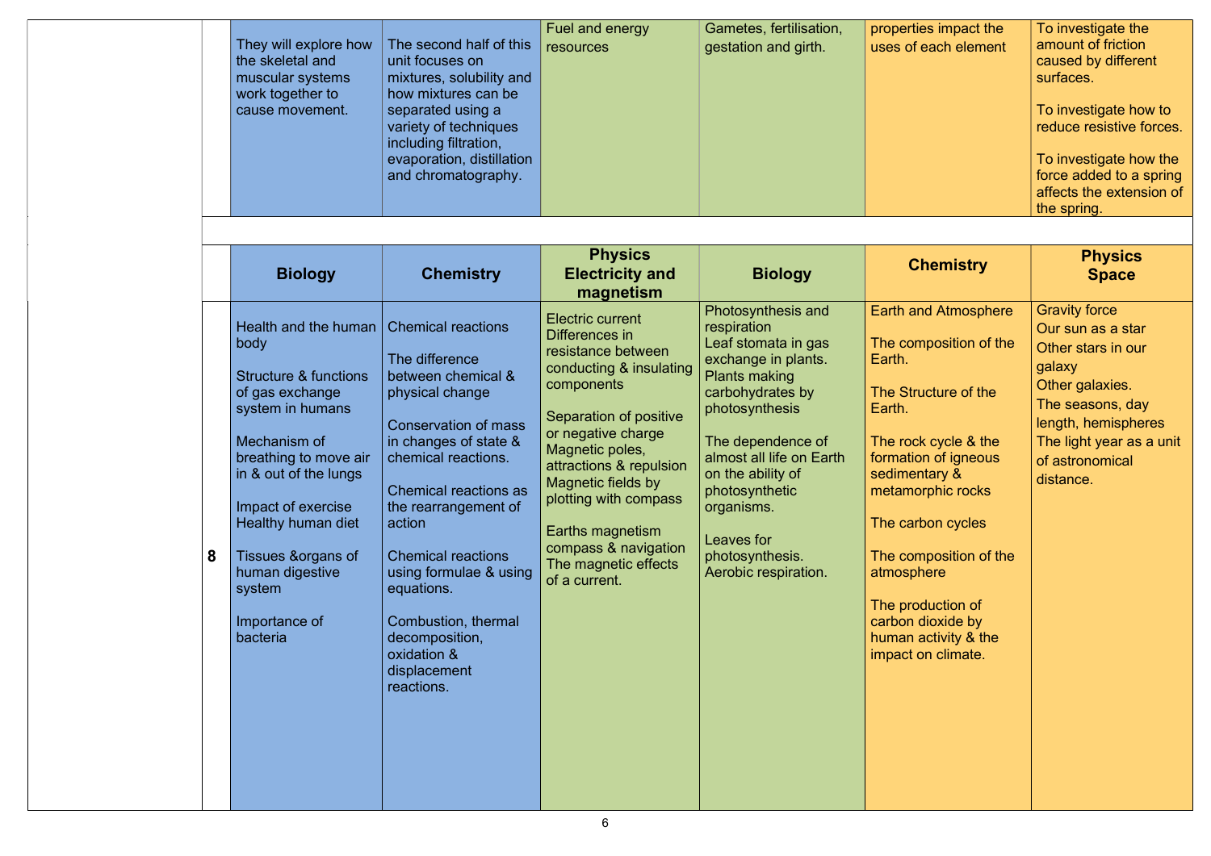| | | | | | | | |
|---|---|---|---|---|---|---|---|
| | | They will explore how the skeletal and muscular systems work together to cause movement. | The second half of this unit focuses on mixtures, solubility and how mixtures can be separated using a variety of techniques including filtration, evaporation, distillation and chromatography. | Fuel and energy resources | Gametes, fertilisation, gestation and girth. | properties impact the uses of each element | To investigate the amount of friction caused by different surfaces.<br><br>To investigate how to reduce resistive forces.<br><br>To investigate how the force added to a spring affects the extension of the spring. |
| | | | | | | | |
| | | **Biology** | **Chemistry** | **Physics Electricity and magnetism** | **Biology** | **Chemistry** | **Physics Space** |
| | 8 | Health and the human body<br><br>Structure & functions of gas exchange system in humans<br><br>Mechanism of breathing to move air in & out of the lungs<br><br>Impact of exercise Healthy human diet<br><br>Tissues &organs of human digestive system<br><br>Importance of bacteria | Chemical reactions<br><br>The difference between chemical & physical change<br><br>Conservation of mass in changes of state & chemical reactions.<br><br>Chemical reactions as the rearrangement of action<br><br>Chemical reactions using formulae & using equations.<br><br>Combustion, thermal decomposition, oxidation & displacement reactions. | Electric current Differences in resistance between conducting & insulating components<br><br>Separation of positive or negative charge Magnetic poles, attractions & repulsion Magnetic fields by plotting with compass<br><br>Earths magnetism compass & navigation The magnetic effects of a current. | Photosynthesis and respiration Leaf stomata in gas exchange in plants. Plants making carbohydrates by photosynthesis<br><br>The dependence of almost all life on Earth on the ability of photosynthetic organisms.<br><br>Leaves for photosynthesis. Aerobic respiration. | Earth and Atmosphere<br><br>The composition of the Earth.<br><br>The Structure of the Earth.<br><br>The rock cycle & the formation of igneous sedimentary & metamorphic rocks<br><br>The carbon cycles<br><br>The composition of the atmosphere<br><br>The production of carbon dioxide by human activity & the impact on climate. | Gravity force<br>Our sun as a star<br>Other stars in our galaxy<br>Other galaxies.<br>The seasons, day length, hemispheres<br>The light year as a unit of astronomical distance. |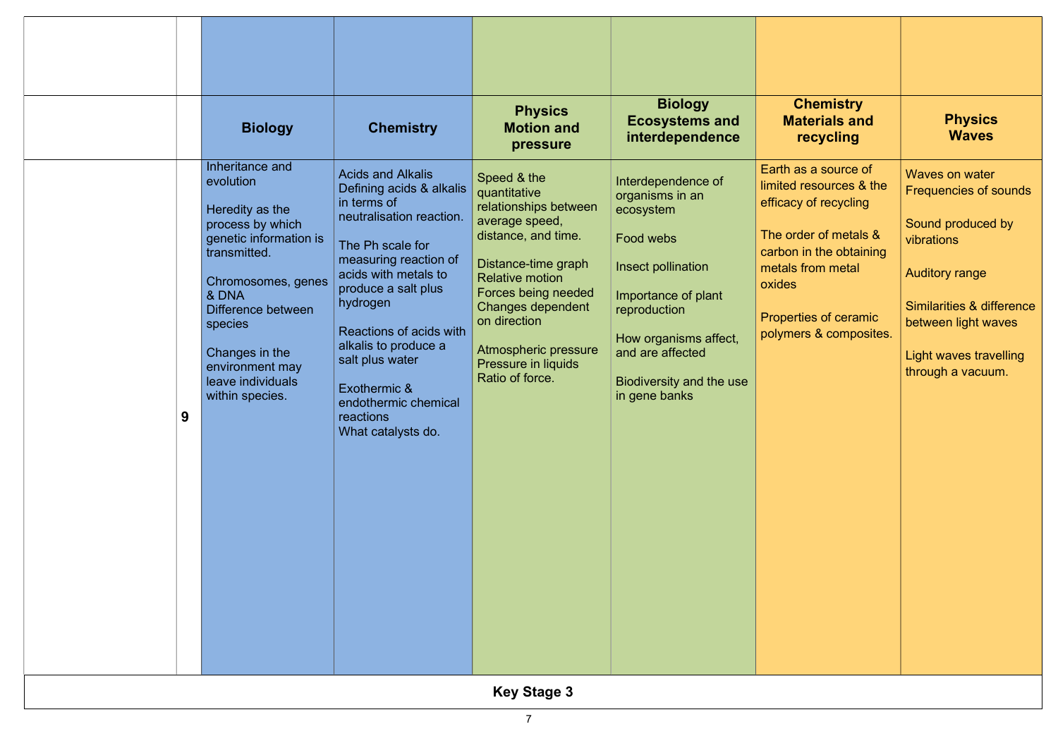| | | Biology | Chemistry | Physics Motion and pressure | Biology Ecosystems and interdependence | Chemistry Materials and recycling | Physics Waves |
|---|---|---|---|---|---|---|---|
| | 9 | Inheritance and evolution<br><br>Heredity as the process by which genetic information is transmitted.<br><br>Chromosomes, genes & DNA<br>Difference between species<br><br>Changes in the environment may leave individuals within species. | Acids and Alkalis<br>Defining acids & alkalis in terms of neutralisation reaction.<br><br>The Ph scale for measuring reaction of acids with metals to produce a salt plus hydrogen<br><br>Reactions of acids with alkalis to produce a salt plus water<br><br>Exothermic & endothermic chemical reactions<br>What catalysts do. | Speed & the quantitative relationships between average speed, distance, and time.<br><br>Distance-time graph<br>Relative motion<br>Forces being needed<br>Changes dependent on direction<br><br>Atmospheric pressure<br>Pressure in liquids<br>Ratio of force. | Interdependence of organisms in an ecosystem<br><br>Food webs<br><br>Insect pollination<br><br>Importance of plant reproduction<br><br>How organisms affect, and are affected<br><br>Biodiversity and the use in gene banks | Earth as a source of limited resources & the efficacy of recycling<br><br>The order of metals & carbon in the obtaining metals from metal oxides<br><br>Properties of ceramic polymers & composites. | Waves on water<br>Frequencies of sounds<br><br>Sound produced by vibrations<br><br>Auditory range<br><br>Similarities & difference between light waves<br><br>Light waves travelling through a vacuum. |

**Key Stage 3**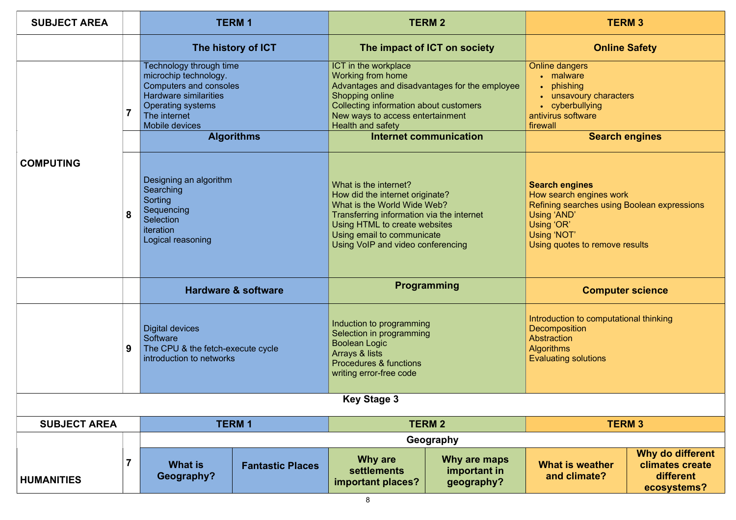| SUBJECT AREA | | TERM 1 | TERM 2 | TERM 3 |
|---|---|---|---|---|
| | | **The history of ICT** | **The impact of ICT on society** | **Online Safety** |
| **COMPUTING** | 7 | Technology through time<br>microchip technology.<br>Computers and consoles<br>Hardware similarities<br>Operating systems<br>The internet<br>Mobile devices | ICT in the workplace<br>Working from home<br>Advantages and disadvantages for the employee<br>Shopping online<br>Collecting information about customers<br>New ways to access entertainment<br>Health and safety | Online dangers<br>• malware<br>• phishing<br>• unsavoury characters<br>• cyberbullying<br>antivirus software<br>firewall |
| | | **Algorithms** | **Internet communication** | **Search engines** |
| | 8 | Designing an algorithm<br>Searching<br>Sorting<br>Sequencing<br>Selection<br>iteration<br>Logical reasoning | What is the internet?<br>How did the internet originate?<br>What is the World Wide Web?<br>Transferring information via the internet<br>Using HTML to create websites<br>Using email to communicate<br>Using VoIP and video conferencing | **Search engines**<br>How search engines work<br>Refining searches using Boolean expressions<br>Using 'AND'<br>Using 'OR'<br>Using 'NOT'<br>Using quotes to remove results |
| | | **Hardware & software** | **Programming** | **Computer science** |
| | 9 | Digital devices<br>Software<br>The CPU & the fetch-execute cycle<br>introduction to networks | Induction to programming<br>Selection in programming<br>Boolean Logic<br>Arrays & lists<br>Procedures & functions<br>writing error-free code | Introduction to computational thinking<br>Decomposition<br>Abstraction<br>Algorithms<br>Evaluating solutions |

**Key Stage 3**

| SUBJECT AREA | | TERM 1 | | TERM 2 | | TERM 3 | |
|---|---|---|---|---|---|---|---|
| | | **Geography** | | | | | |
| **HUMANITIES** | 7 | **What is Geography?** | **Fantastic Places** | **Why are settlements important places?** | **Why are maps important in geography?** | **What is weather and climate?** | **Why do different climates create different ecosystems?** |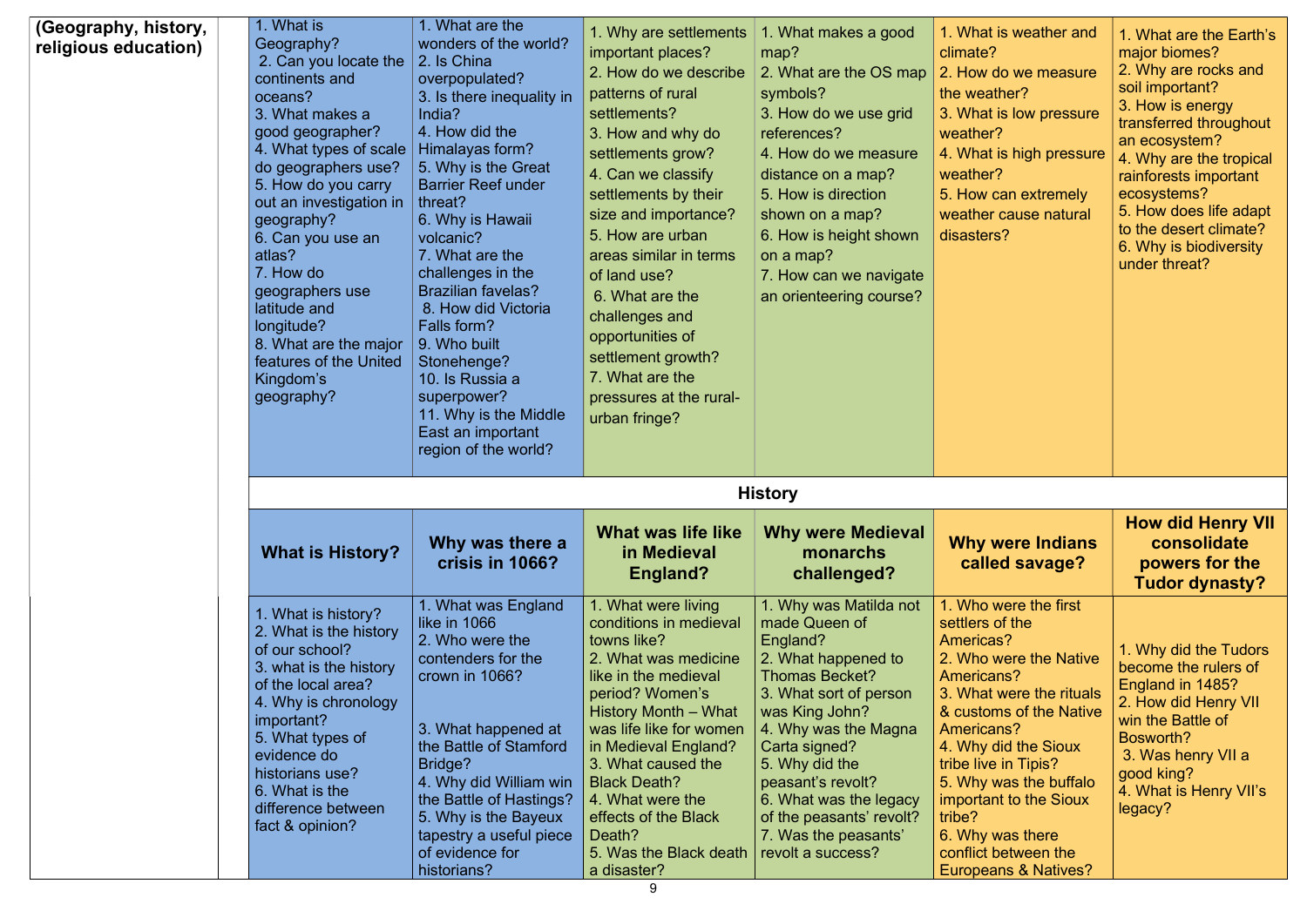| (Geography, history, religious education) | | | | | | | |
|---|---|---|---|---|---|---|---|
| | | 1. What is Geography?<br>2. Can you locate the continents and oceans?<br>3. What makes a good geographer?<br>4. What types of scale do geographers use?<br>5. How do you carry out an investigation in geography?<br>6. Can you use an atlas?<br>7. How do geographers use latitude and longitude?<br>8. What are the major features of the United Kingdom's geography? | 1. What are the wonders of the world?<br>2. Is China overpopulated?<br>3. Is there inequality in India?<br>4. How did the Himalayas form?<br>5. Why is the Great Barrier Reef under threat?<br>6. Why is Hawaii volcanic?<br>7. What are the challenges in the Brazilian favelas?<br>8. How did Victoria Falls form?<br>9. Who built Stonehenge?<br>10. Is Russia a superpower?<br>11. Why is the Middle East an important region of the world? | 1. Why are settlements important places?<br>2. How do we describe patterns of rural settlements?<br>3. How and why do settlements grow?<br>4. Can we classify settlements by their size and importance?<br>5. How are urban areas similar in terms of land use?<br>6. What are the challenges and opportunities of settlement growth?<br>7. What are the pressures at the rural-urban fringe? | 1. What makes a good map?<br>2. What are the OS map symbols?<br>3. How do we use grid references?<br>4. How do we measure distance on a map?<br>5. How is direction shown on a map?<br>6. How is height shown on a map?<br>7. How can we navigate an orienteering course? | 1. What is weather and climate?<br>2. How do we measure the weather?<br>3. What is low pressure weather?<br>4. What is high pressure weather?<br>5. How can extremely weather cause natural disasters? | 1. What are the Earth's major biomes?<br>2. Why are rocks and soil important?<br>3. How is energy transferred throughout an ecosystem?<br>4. Why are the tropical rainforests important ecosystems?<br>5. How does life adapt to the desert climate?<br>6. Why is biodiversity under threat? |
| | | **History** | | | | | |
| | | **What is History?** | **Why was there a crisis in 1066?** | **What was life like in Medieval England?** | **Why were Medieval monarchs challenged?** | **Why were Indians called savage?** | **How did Henry VII consolidate powers for the Tudor dynasty?** |
| | | 1. What is history?<br>2. What is the history of our school?<br>3. what is the history of the local area?<br>4. Why is chronology important?<br>5. What types of evidence do historians use?<br>6. What is the difference between fact & opinion? | 1. What was England like in 1066<br>2. Who were the contenders for the crown in 1066?<br>3. What happened at the Battle of Stamford Bridge?<br>4. Why did William win the Battle of Hastings?<br>5. Why is the Bayeux tapestry a useful piece of evidence for historians? | 1. What were living conditions in medieval towns like?<br>2. What was medicine like in the medieval period? Women's History Month – What was life like for women in Medieval England?<br>3. What caused the Black Death?<br>4. What were the effects of the Black Death?<br>5. Was the Black death a disaster? | 1. Why was Matilda not made Queen of England?<br>2. What happened to Thomas Becket?<br>3. What sort of person was King John?<br>4. Why was the Magna Carta signed?<br>5. Why did the peasant's revolt?<br>6. What was the legacy of the peasants' revolt?<br>7. Was the peasants' revolt a success? | 1. Who were the first settlers of the Americas?<br>2. Who were the Native Americans?<br>3. What were the rituals & customs of the Native Americans?<br>4. Why did the Sioux tribe live in Tipis?<br>5. Why was the buffalo important to the Sioux tribe?<br>6. Why was there conflict between the Europeans & Natives? | 1. Why did the Tudors become the rulers of England in 1485?<br>2. How did Henry VII win the Battle of Bosworth?<br>3. Was henry VII a good king?<br>4. What is Henry VII's legacy? |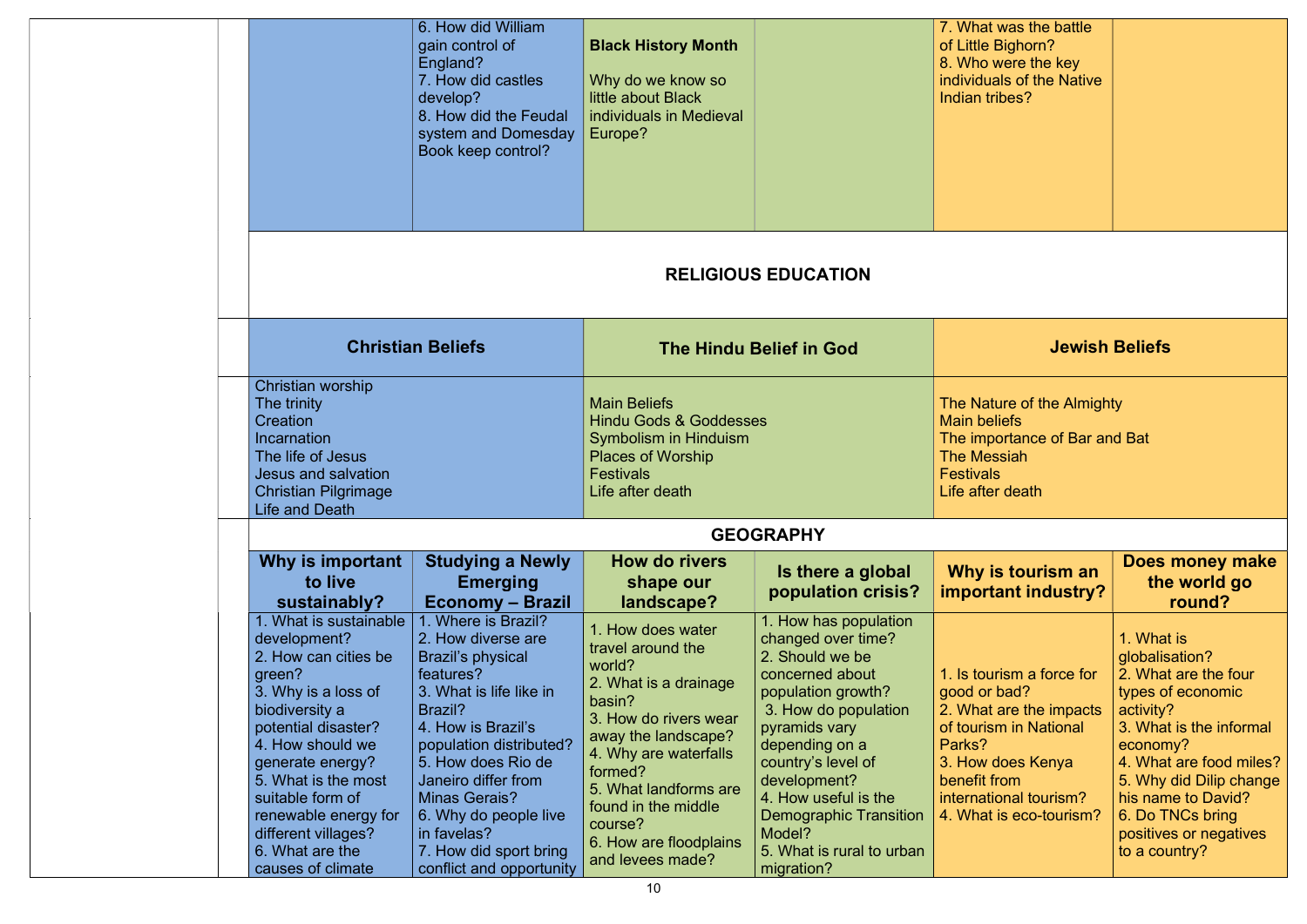| | | | | | |
|---|---|---|---|---|---|
| | 6. How did William gain control of England?<br>7. How did castles develop?<br>8. How did the Feudal system and Domesday Book keep control? | **Black History Month**<br><br>Why do we know so little about Black individuals in Medieval Europe? | | 7. What was the battle of Little Bighorn?<br>8. Who were the key individuals of the Native Indian tribes? | |

## RELIGIOUS EDUCATION

| Christian Beliefs | The Hindu Belief in God | Jewish Beliefs |
|---|---|---|
| Christian worship<br>The trinity<br>Creation<br>Incarnation<br>The life of Jesus<br>Jesus and salvation<br>Christian Pilgrimage<br>Life and Death | Main Beliefs<br>Hindu Gods & Goddesses<br>Symbolism in Hinduism<br>Places of Worship<br>Festivals<br>Life after death | The Nature of the Almighty<br>Main beliefs<br>The importance of Bar and Bat<br>The Messiah<br>Festivals<br>Life after death |

## GEOGRAPHY

| Why is important to live sustainably? | Studying a Newly Emerging Economy – Brazil | How do rivers shape our landscape? | Is there a global population crisis? | Why is tourism an important industry? | Does money make the world go round? |
|---|---|---|---|---|---|
| 1. What is sustainable development?<br>2. How can cities be green?<br>3. Why is a loss of biodiversity a potential disaster?<br>4. How should we generate energy?<br>5. What is the most suitable form of renewable energy for different villages?<br>6. What are the causes of climate | 1. Where is Brazil?<br>2. How diverse are Brazil's physical features?<br>3. What is life like in Brazil?<br>4. How is Brazil's population distributed?<br>5. How does Rio de Janeiro differ from Minas Gerais?<br>6. Why do people live in favelas?<br>7. How did sport bring conflict and opportunity | 1. How does water travel around the world?<br>2. What is a drainage basin?<br>3. How do rivers wear away the landscape?<br>4. Why are waterfalls formed?<br>5. What landforms are found in the middle course?<br>6. How are floodplains and levees made? | 1. How has population changed over time?<br>2. Should we be concerned about population growth?<br>3. How do population pyramids vary depending on a country's level of development?<br>4. How useful is the Demographic Transition Model?<br>5. What is rural to urban migration? | 1. Is tourism a force for good or bad?<br>2. What are the impacts of tourism in National Parks?<br>3. How does Kenya benefit from international tourism?<br>4. What is eco-tourism? | 1. What is globalisation?<br>2. What are the four types of economic activity?<br>3. What is the informal economy?<br>4. What are food miles?<br>5. Why did Dilip change his name to David?<br>6. Do TNCs bring positives or negatives to a country? |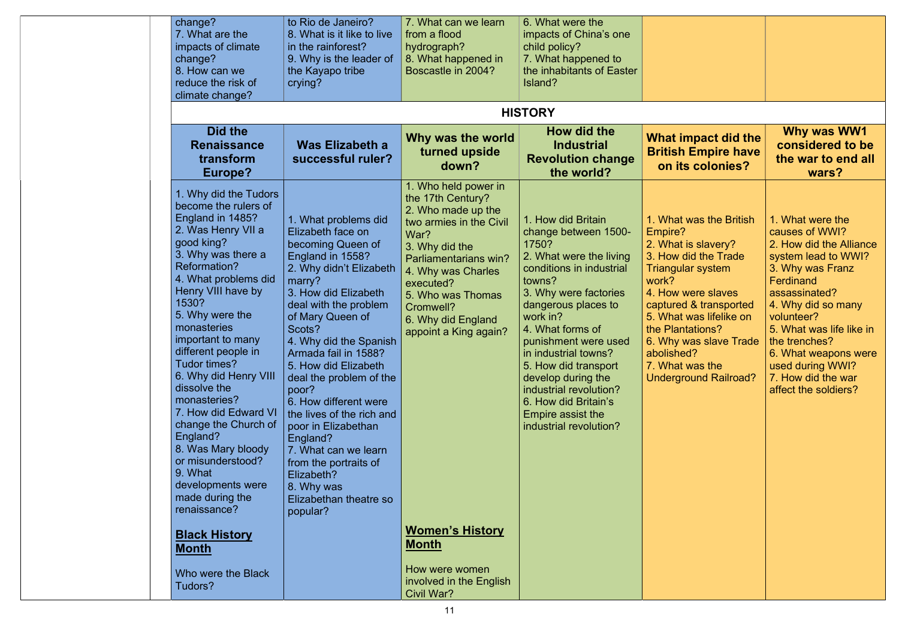| | | | | | | | |
|---|---|---|---|---|---|---|---|
| | | change?<br>7. What are the impacts of climate change?<br>8. How can we reduce the risk of climate change? | to Rio de Janeiro?<br>8. What is it like to live in the rainforest?<br>9. Why is the leader of the Kayapo tribe crying? | 7. What can we learn from a flood hydrograph?<br>8. What happened in Boscastle in 2004? | 6. What were the impacts of China's one child policy?<br>7. What happened to the inhabitants of Easter Island? | | |
| | | **HISTORY** | | | | | |
| | | **Did the Renaissance transform Europe?** | **Was Elizabeth a successful ruler?** | **Why was the world turned upside down?** | **How did the Industrial Revolution change the world?** | **What impact did the British Empire have on its colonies?** | **Why was WW1 considered to be the war to end all wars?** |
| | | 1. Why did the Tudors become the rulers of England in 1485?<br>2. Was Henry VII a good king?<br>3. Why was there a Reformation?<br>4. What problems did Henry VIII have by 1530?<br>5. Why were the monasteries important to many different people in Tudor times?<br>6. Why did Henry VIII dissolve the monasteries?<br>7. How did Edward VI change the Church of England?<br>8. Was Mary bloody or misunderstood?<br>9. What developments were made during the renaissance?<br><br>**Black History Month**<br><br>Who were the Black Tudors? | 1. What problems did Elizabeth face on becoming Queen of England in 1558?<br>2. Why didn't Elizabeth marry?<br>3. How did Elizabeth deal with the problem of Mary Queen of Scots?<br>4. Why did the Spanish Armada fail in 1588?<br>5. How did Elizabeth deal the problem of the poor?<br>6. How different were the lives of the rich and poor in Elizabethan England?<br>7. What can we learn from the portraits of Elizabeth?<br>8. Why was Elizabethan theatre so popular? | 1. Who held power in the 17th Century?<br>2. Who made up the two armies in the Civil War?<br>3. Why did the Parliamentarians win?<br>4. Why was Charles executed?<br>5. Who was Thomas Cromwell?<br>6. Why did England appoint a King again?<br><br>**Women's History Month**<br><br>How were women involved in the English Civil War? | 1. How did Britain change between 1500-1750?<br>2. What were the living conditions in industrial towns?<br>3. Why were factories dangerous places to work in?<br>4. What forms of punishment were used in industrial towns?<br>5. How did transport develop during the industrial revolution?<br>6. How did Britain's Empire assist the industrial revolution? | 1. What was the British Empire?<br>2. What is slavery?<br>3. How did the Trade Triangular system work?<br>4. How were slaves captured & transported<br>5. What was lifelike on the Plantations?<br>6. Why was slave Trade abolished?<br>7. What was the Underground Railroad? | 1. What were the causes of WWI?<br>2. How did the Alliance system lead to WWI?<br>3. Why was Franz Ferdinand assassinated?<br>4. Why did so many volunteer?<br>5. What was life like in the trenches?<br>6. What weapons were used during WWI?<br>7. How did the war affect the soldiers? |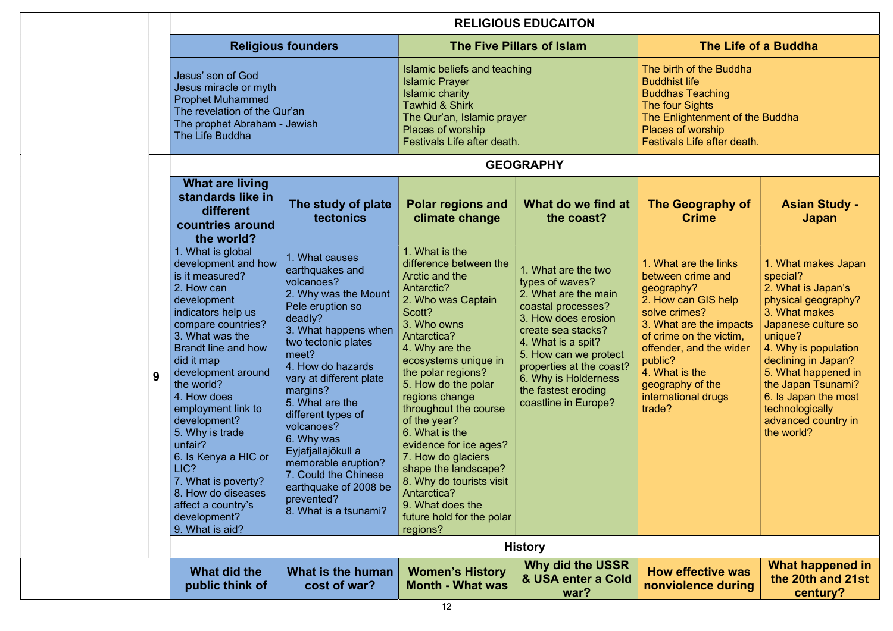| | | RELIGIOUS EDUCAITON | | | | | |
|---|---|---|---|---|---|---|---|
| | | **Religious founders** | | **The Five Pillars of Islam** | | **The Life of a Buddha** | |
| | | Jesus' son of God<br>Jesus miracle or myth<br>Prophet Muhammed<br>The revelation of the Qur'an<br>The prophet Abraham - Jewish<br>The Life Buddha | | Islamic beliefs and teaching<br>Islamic Prayer<br>Islamic charity<br>Tawhid & Shirk<br>The Qur'an, Islamic prayer<br>Places of worship<br>Festivals Life after death. | | The birth of the Buddha<br>Buddhist life<br>Buddhas Teaching<br>The four Sights<br>The Enlightenment of the Buddha<br>Places of worship<br>Festivals Life after death. | |
| | 9 | **GEOGRAPHY** | | | | | |
| | | **What are living standards like in different countries around the world?** | **The study of plate tectonics** | **Polar regions and climate change** | **What do we find at the coast?** | **The Geography of Crime** | **Asian Study - Japan** |
| | | 1. What is global development and how is it measured?<br>2. How can development indicators help us compare countries?<br>3. What was the Brandt line and how did it map development around the world?<br>4. How does employment link to development?<br>5. Why is trade unfair?<br>6. Is Kenya a HIC or LIC?<br>7. What is poverty?<br>8. How do diseases affect a country's development?<br>9. What is aid? | 1. What causes earthquakes and volcanoes?<br>2. Why was the Mount Pele eruption so deadly?<br>3. What happens when two tectonic plates meet?<br>4. How do hazards vary at different plate margins?<br>5. What are the different types of volcanoes?<br>6. Why was Eyjafjallajökull a memorable eruption?<br>7. Could the Chinese earthquake of 2008 be prevented?<br>8. What is a tsunami? | 1. What is the difference between the Arctic and the Antarctic?<br>2. Who was Captain Scott?<br>3. Who owns Antarctica?<br>4. Why are the ecosystems unique in the polar regions?<br>5. How do the polar regions change throughout the course of the year?<br>6. What is the evidence for ice ages?<br>7. How do glaciers shape the landscape?<br>8. Why do tourists visit Antarctica?<br>9. What does the future hold for the polar regions? | 1. What are the two types of waves?<br>2. What are the main coastal processes?<br>3. How does erosion create sea stacks?<br>4. What is a spit?<br>5. How can we protect properties at the coast?<br>6. Why is Holderness the fastest eroding coastline in Europe? | 1. What are the links between crime and geography?<br>2. How can GIS help solve crimes?<br>3. What are the impacts of crime on the victim, offender, and the wider public?<br>4. What is the geography of the international drugs trade? | 1. What makes Japan special?<br>2. What is Japan's physical geography?<br>3. What makes Japanese culture so unique?<br>4. Why is population declining in Japan?<br>5. What happened in the Japan Tsunami?<br>6. Is Japan the most technologically advanced country in the world? |
| | | **History** | | | | | |
| | | **What did the public think of** | **What is the human cost of war?** | **Women's History Month - What was** | **Why did the USSR & USA enter a Cold war?** | **How effective was nonviolence during** | **What happened in the 20th and 21st century?** |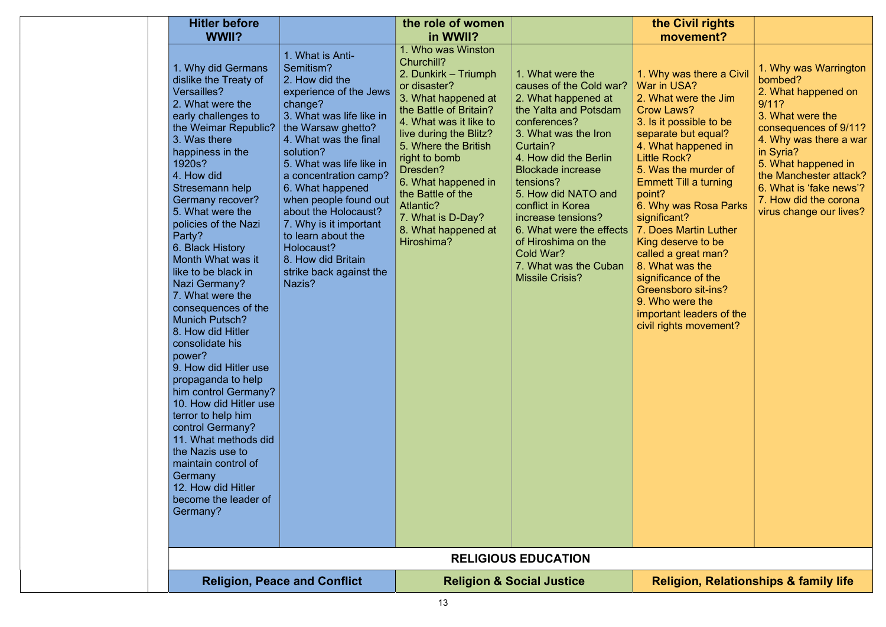| | | Hitler before WWII? | | the role of women in WWII? | | the Civil rights movement? | |
|---|---|---|---|---|---|---|---|
| | | 1. Why did Germans dislike the Treaty of Versailles?<br>2. What were the early challenges to the Weimar Republic?<br>3. Was there happiness in the 1920s?<br>4. How did Stresemann help Germany recover?<br>5. What were the policies of the Nazi Party?<br>6. Black History Month What was it like to be black in Nazi Germany?<br>7. What were the consequences of the Munich Putsch?<br>8. How did Hitler consolidate his power?<br>9. How did Hitler use propaganda to help him control Germany?<br>10. How did Hitler use terror to help him control Germany?<br>11. What methods did the Nazis use to maintain control of Germany<br>12. How did Hitler become the leader of Germany? | 1. What is Anti-Semitism?<br>2. How did the experience of the Jews change?<br>3. What was life like in the Warsaw ghetto?<br>4. What was the final solution?<br>5. What was life like in a concentration camp?<br>6. What happened when people found out about the Holocaust?<br>7. Why is it important to learn about the Holocaust?<br>8. How did Britain strike back against the Nazis? | 1. Who was Winston Churchill?<br>2. Dunkirk – Triumph or disaster?<br>3. What happened at the Battle of Britain?<br>4. What was it like to live during the Blitz?<br>5. Where the British right to bomb Dresden?<br>6. What happened in the Battle of the Atlantic?<br>7. What is D-Day?<br>8. What happened at Hiroshima? | 1. What were the causes of the Cold war?<br>2. What happened at the Yalta and Potsdam conferences?<br>3. What was the Iron Curtain?<br>4. How did the Berlin Blockade increase tensions?<br>5. How did NATO and conflict in Korea increase tensions?<br>6. What were the effects of Hiroshima on the Cold War?<br>7. What was the Cuban Missile Crisis? | 1. Why was there a Civil War in USA?<br>2. What were the Jim Crow Laws?<br>3. Is it possible to be separate but equal?<br>4. What happened in Little Rock?<br>5. Was the murder of Emmett Till a turning point?<br>6. Why was Rosa Parks significant?<br>7. Does Martin Luther King deserve to be called a great man?<br>8. What was the significance of the Greensboro sit-ins?<br>9. Who were the important leaders of the civil rights movement? | 1. Why was Warrington bombed?<br>2. What happened on 9/11?<br>3. What were the consequences of 9/11?<br>4. Why was there a war in Syria?<br>5. What happened in the Manchester attack?<br>6. What is 'fake news'?<br>7. How did the corona virus change our lives? |
| | | **RELIGIOUS EDUCATION** | | | | | |
| | | **Religion, Peace and Conflict** | | **Religion & Social Justice** | | **Religion, Relationships & family life** | |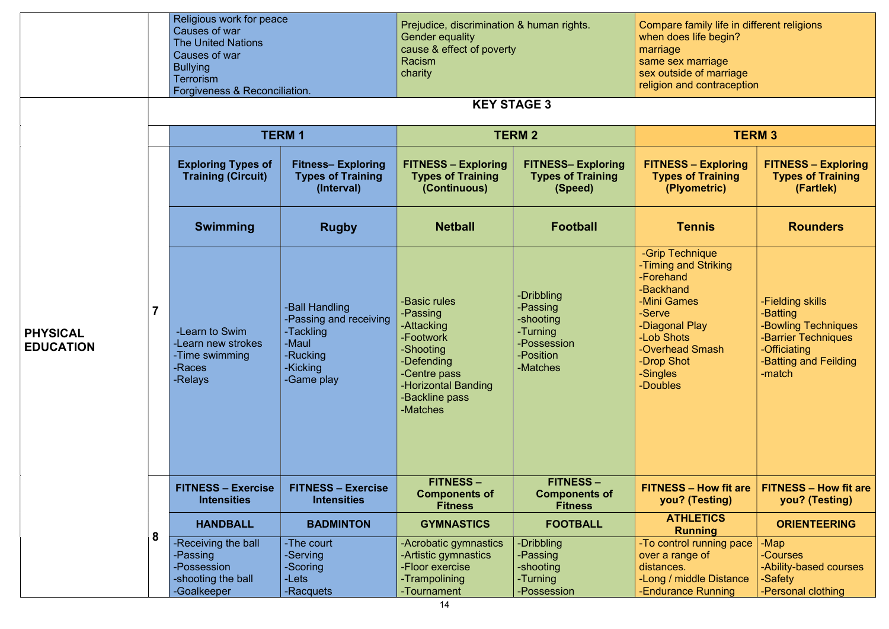| | | | | | | | |
|---|---|---|---|---|---|---|---|
| | | Religious work for peace<br>Causes of war<br>The United Nations<br>Causes of war<br>Bullying<br>Terrorism<br>Forgiveness & Reconciliation. | | Prejudice, discrimination & human rights.<br>Gender equality<br>cause & effect of poverty<br>Racism<br>charity | | Compare family life in different religions<br>when does life begin?<br>marriage<br>same sex marriage<br>sex outside of marriage<br>religion and contraception | |

| | | **KEY STAGE 3** | | | | | |
|---|---|---|---|---|---|---|---|
| | | **TERM 1** | | **TERM 2** | | **TERM 3** | |
| **PHYSICAL EDUCATION** | **7** | **Exploring Types of Training (Circuit)** | **Fitness– Exploring Types of Training (Interval)** | **FITNESS – Exploring Types of Training (Continuous)** | **FITNESS– Exploring Types of Training (Speed)** | **FITNESS – Exploring Types of Training (Plyometric)** | **FITNESS – Exploring Types of Training (Fartlek)** |
| | | **Swimming** | **Rugby** | **Netball** | **Football** | **Tennis** | **Rounders** |
| | | -Learn to Swim<br>-Learn new strokes<br>-Time swimming<br>-Races<br>-Relays | -Ball Handling<br>-Passing and receiving<br>-Tackling<br>-Maul<br>-Rucking<br>-Kicking<br>-Game play | -Basic rules<br>-Passing<br>-Attacking<br>-Footwork<br>-Shooting<br>-Defending<br>-Centre pass<br>-Horizontal Banding<br>-Backline pass<br>-Matches | -Dribbling<br>-Passing<br>-shooting<br>-Turning<br>-Possession<br>-Position<br>-Matches | -Grip Technique<br>-Timing and Striking<br>-Forehand<br>-Backhand<br>-Mini Games<br>-Serve<br>-Diagonal Play<br>-Lob Shots<br>-Overhead Smash<br>-Drop Shot<br>-Singles<br>-Doubles | -Fielding skills<br>-Batting<br>-Bowling Techniques<br>-Barrier Techniques<br>-Officiating<br>-Batting and Feilding<br>-match |
| | **8** | **FITNESS – Exercise Intensities** | **FITNESS – Exercise Intensities** | **FITNESS – Components of Fitness** | **FITNESS – Components of Fitness** | **FITNESS – How fit are you? (Testing)** | **FITNESS – How fit are you? (Testing)** |
| | | **HANDBALL** | **BADMINTON** | **GYMNASTICS** | **FOOTBALL** | **ATHLETICS Running** | **ORIENTEERING** |
| | | -Receiving the ball<br>-Passing<br>-Possession<br>-shooting the ball<br>-Goalkeeper | -The court<br>-Serving<br>-Scoring<br>-Lets<br>-Racquets | -Acrobatic gymnastics<br>-Artistic gymnastics<br>-Floor exercise<br>-Trampolining<br>-Tournament | -Dribbling<br>-Passing<br>-shooting<br>-Turning<br>-Possession | -To control running pace over a range of distances.<br>-Long / middle Distance<br>-Endurance Running | -Map<br>-Courses<br>-Ability-based courses<br>-Safety<br>-Personal clothing |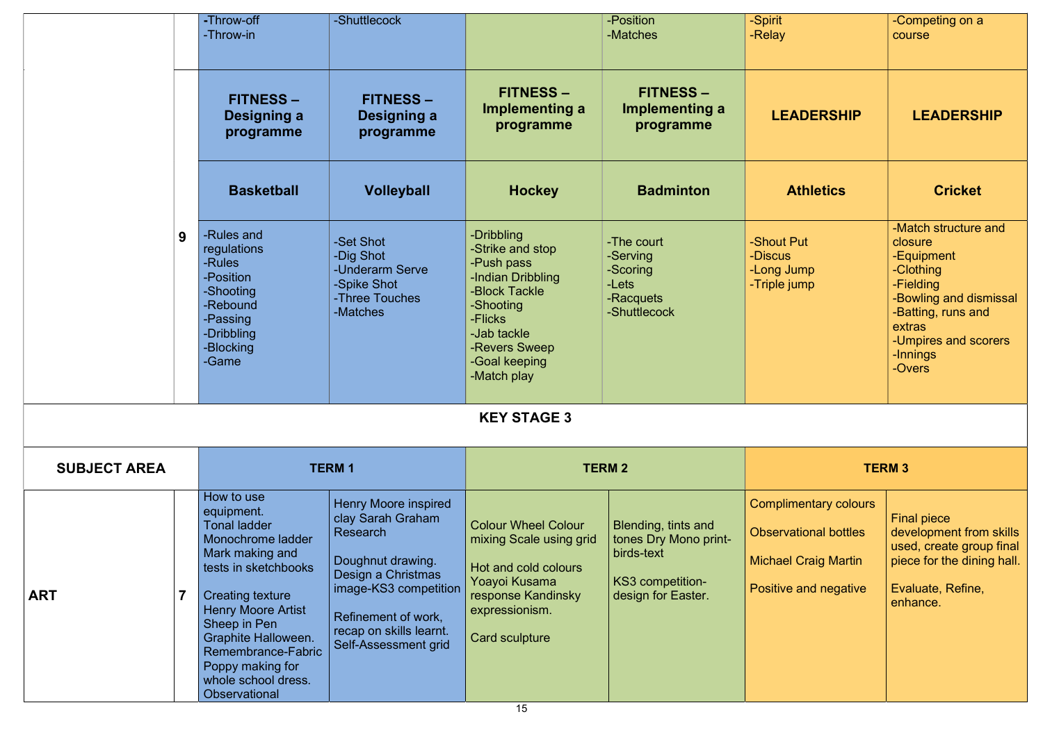| | | | | | | | |
|---|---|---|---|---|---|---|---|
| | | -Throw-off<br>-Throw-in | -Shuttlecock | | -Position<br>-Matches | -Spirit<br>-Relay | -Competing on a course |
| | 9 | **FITNESS – Designing a programme** | **FITNESS – Designing a programme** | **FITNESS – Implementing a programme** | **FITNESS – Implementing a programme** | **LEADERSHIP** | **LEADERSHIP** |
| | | **Basketball** | **Volleyball** | **Hockey** | **Badminton** | **Athletics** | **Cricket** |
| | | -Rules and regulations<br>-Rules<br>-Position<br>-Shooting<br>-Rebound<br>-Passing<br>-Dribbling<br>-Blocking<br>-Game | -Set Shot<br>-Dig Shot<br>-Underarm Serve<br>-Spike Shot<br>-Three Touches<br>-Matches | -Dribbling<br>-Strike and stop<br>-Push pass<br>-Indian Dribbling<br>-Block Tackle<br>-Shooting<br>-Flicks<br>-Jab tackle<br>-Revers Sweep<br>-Goal keeping<br>-Match play | -The court<br>-Serving<br>-Scoring<br>-Lets<br>-Racquets<br>-Shuttlecock | -Shout Put<br>-Discus<br>-Long Jump<br>-Triple jump | -Match structure and closure<br>-Equipment<br>-Clothing<br>-Fielding<br>-Bowling and dismissal<br>-Batting, runs and extras<br>-Umpires and scorers<br>-Innings<br>-Overs |

**KEY STAGE 3**

| SUBJECT AREA | | TERM 1 | | TERM 2 | | TERM 3 | |
|---|---|---|---|---|---|---|---|
| **ART** | **7** | How to use equipment.<br>Tonal ladder<br>Monochrome ladder<br>Mark making and tests in sketchbooks<br><br>Creating texture<br>Henry Moore Artist<br>Sheep in Pen<br>Graphite Halloween.<br>Remembrance-Fabric Poppy making for whole school dress.<br>Observational | Henry Moore inspired clay Sarah Graham Research<br><br>Doughnut drawing.<br>Design a Christmas image-KS3 competition<br><br>Refinement of work, recap on skills learnt.<br>Self-Assessment grid | Colour Wheel Colour mixing Scale using grid<br><br>Hot and cold colours Yoayoi Kusama response Kandinsky expressionism.<br><br>Card sculpture | Blending, tints and tones Dry Mono print-birds-text<br><br>KS3 competition-design for Easter. | Complimentary colours<br><br>Observational bottles<br><br>Michael Craig Martin<br><br>Positive and negative | Final piece development from skills used, create group final piece for the dining hall.<br><br>Evaluate, Refine, enhance. |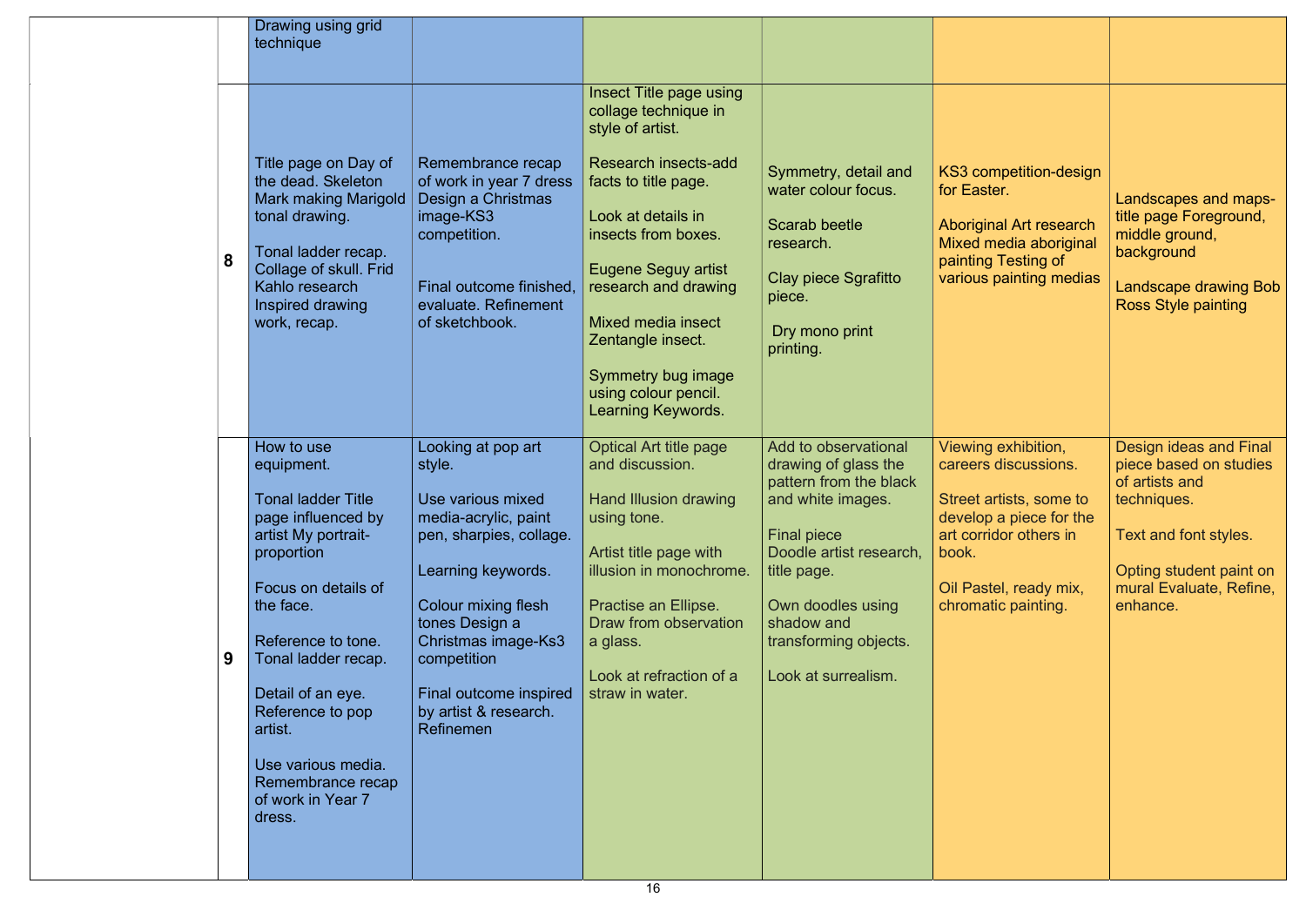| | | | | | | | |
|---|---|---|---|---|---|---|---|
| | | Drawing using grid technique | | | | | |
| | 8 | Title page on Day of the dead. Skeleton Mark making Marigold tonal drawing.<br><br>Tonal ladder recap. Collage of skull. Frid Kahlo research Inspired drawing work, recap. | Remembrance recap of work in year 7 dress Design a Christmas image-KS3 competition.<br><br>Final outcome finished, evaluate. Refinement of sketchbook. | Insect Title page using collage technique in style of artist.<br><br>Research insects-add facts to title page.<br><br>Look at details in insects from boxes.<br><br>Eugene Seguy artist research and drawing<br><br>Mixed media insect Zentangle insect.<br><br>Symmetry bug image using colour pencil. Learning Keywords. | Symmetry, detail and water colour focus.<br><br>Scarab beetle research.<br><br>Clay piece Sgrafitto piece.<br><br>Dry mono print printing. | KS3 competition-design for Easter.<br><br>Aboriginal Art research Mixed media aboriginal painting Testing of various painting medias | Landscapes and maps-title page Foreground, middle ground, background<br><br>Landscape drawing Bob Ross Style painting |
| | 9 | How to use equipment.<br><br>Tonal ladder Title page influenced by artist My portrait-proportion<br><br>Focus on details of the face.<br><br>Reference to tone. Tonal ladder recap.<br><br>Detail of an eye. Reference to pop artist.<br><br>Use various media. Remembrance recap of work in Year 7 dress. | Looking at pop art style.<br><br>Use various mixed media-acrylic, paint pen, sharpies, collage.<br><br>Learning keywords.<br><br>Colour mixing flesh tones Design a Christmas image-Ks3 competition<br><br>Final outcome inspired by artist & research. Refinemen | Optical Art title page and discussion.<br><br>Hand Illusion drawing using tone.<br><br>Artist title page with illusion in monochrome.<br><br>Practise an Ellipse. Draw from observation a glass.<br><br>Look at refraction of a straw in water. | Add to observational drawing of glass the pattern from the black and white images.<br><br>Final piece Doodle artist research, title page.<br><br>Own doodles using shadow and transforming objects.<br><br>Look at surrealism. | Viewing exhibition, careers discussions.<br><br>Street artists, some to develop a piece for the art corridor others in book.<br><br>Oil Pastel, ready mix, chromatic painting. | Design ideas and Final piece based on studies of artists and techniques.<br><br>Text and font styles.<br><br>Opting student paint on mural Evaluate, Refine, enhance. |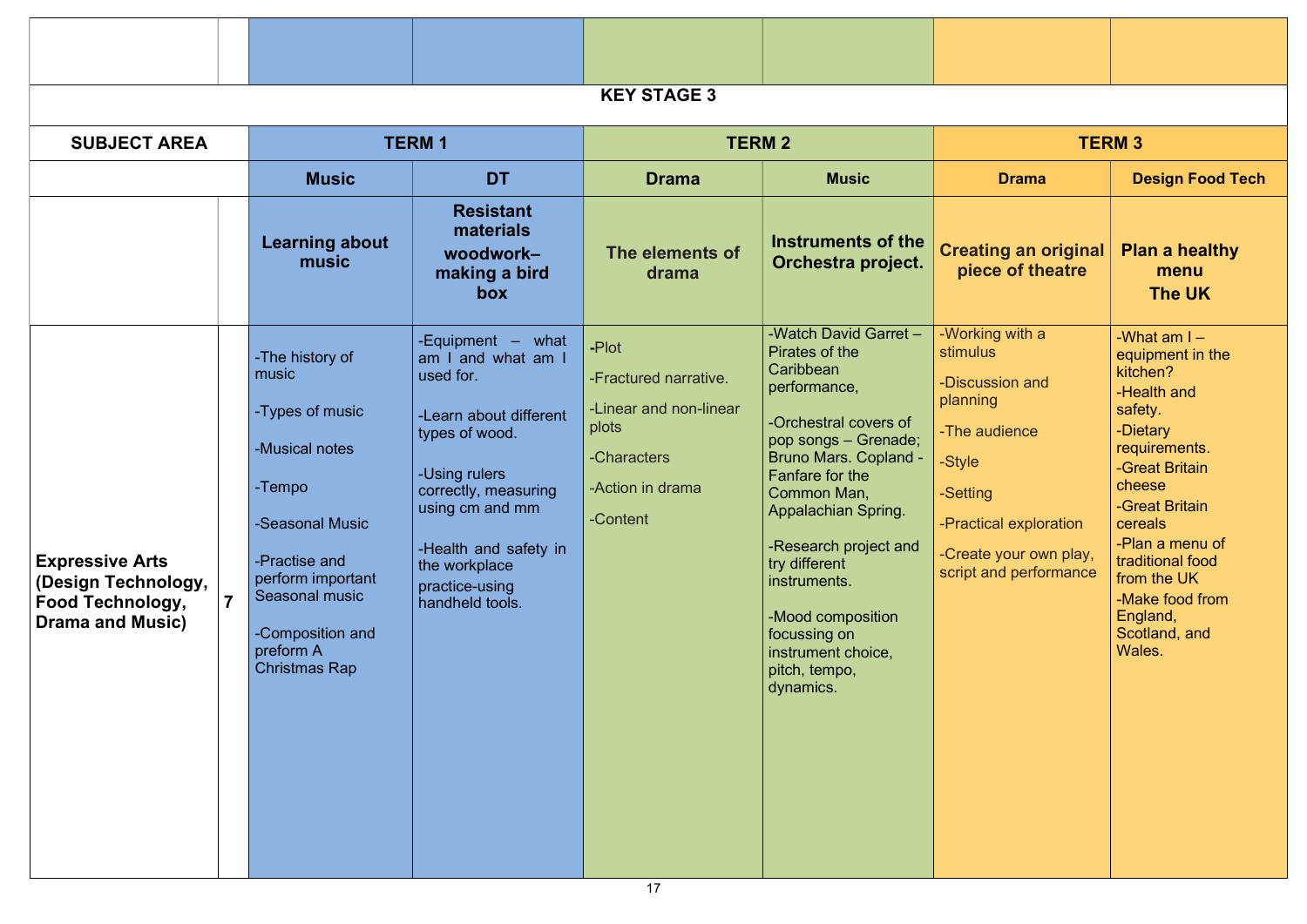## KEY STAGE 3

| SUBJECT AREA | | TERM 1 | | TERM 2 | | TERM 3 | |
|---|---|---|---|---|---|---|---|
| | | Music | DT | Drama | Music | Drama | Design Food Tech |
| | | **Learning about music** | **Resistant materials woodwork– making a bird box** | **The elements of drama** | **Instruments of the Orchestra project.** | **Creating an original piece of theatre** | **Plan a healthy menu The UK** |
| **Expressive Arts (Design Technology, Food Technology, Drama and Music)** | **7** | -The history of music<br><br>-Types of music<br><br>-Musical notes<br><br>-Tempo<br><br>-Seasonal Music<br><br>-Practise and perform important Seasonal music<br><br>-Composition and preform A Christmas Rap | -Equipment – what am I and what am I used for.<br><br>-Learn about different types of wood.<br><br>-Using rulers correctly, measuring using cm and mm<br><br>-Health and safety in the workplace practice-using handheld tools. | -Plot<br><br>-Fractured narrative.<br><br>-Linear and non-linear plots<br><br>-Characters<br><br>-Action in drama<br><br>-Content | -Watch David Garret – Pirates of the Caribbean performance,<br><br>-Orchestral covers of pop songs – Grenade; Bruno Mars. Copland - Fanfare for the Common Man, Appalachian Spring.<br><br>-Research project and try different instruments.<br><br>-Mood composition focussing on instrument choice, pitch, tempo, dynamics. | -Working with a stimulus<br><br>-Discussion and planning<br><br>-The audience<br><br>-Style<br><br>-Setting<br><br>-Practical exploration<br><br>-Create your own play, script and performance | -What am I – equipment in the kitchen?<br>-Health and safety.<br>-Dietary requirements.<br>-Great Britain cheese<br>-Great Britain cereals<br>-Plan a menu of traditional food from the UK<br>-Make food from England, Scotland, and Wales. |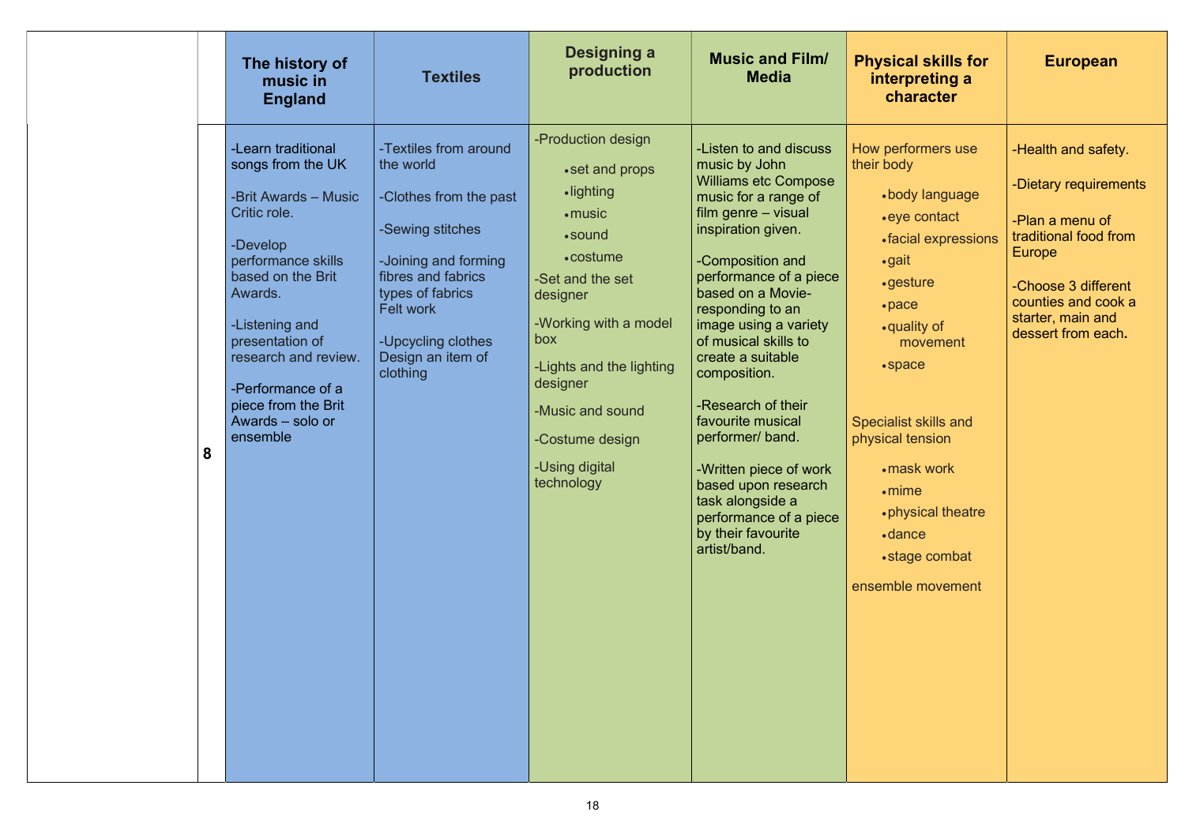| | | The history of music in England | Textiles | Designing a production | Music and Film/ Media | Physical skills for interpreting a character | European |
|---|---|---|---|---|---|---|---|
| | 8 | -Learn traditional songs from the UK<br><br>-Brit Awards – Music Critic role.<br><br>-Develop performance skills based on the Brit Awards.<br><br>-Listening and presentation of research and review.<br><br>-Performance of a piece from the Brit Awards – solo or ensemble | -Textiles from around the world<br><br>-Clothes from the past<br><br>-Sewing stitches<br><br>-Joining and forming fibres and fabrics types of fabrics Felt work<br><br>-Upcycling clothes Design an item of clothing | -Production design<br>• set and props<br>• lighting<br>• music<br>• sound<br>• costume<br>-Set and the set designer<br><br>-Working with a model box<br><br>-Lights and the lighting designer<br><br>-Music and sound<br><br>-Costume design<br><br>-Using digital technology | -Listen to and discuss music by John Williams etc Compose music for a range of film genre – visual inspiration given.<br><br>-Composition and performance of a piece based on a Movie- responding to an image using a variety of musical skills to create a suitable composition.<br><br>-Research of their favourite musical performer/ band.<br><br>-Written piece of work based upon research task alongside a performance of a piece by their favourite artist/band. | How performers use their body<br>• body language<br>• eye contact<br>• facial expressions<br>• gait<br>• gesture<br>• pace<br>• quality of movement<br>• space<br><br>Specialist skills and physical tension<br>• mask work<br>• mime<br>• physical theatre<br>• dance<br>• stage combat<br><br>ensemble movement | -Health and safety.<br><br>-Dietary requirements<br><br>-Plan a menu of traditional food from Europe<br><br>-Choose 3 different counties and cook a starter, main and dessert from each. |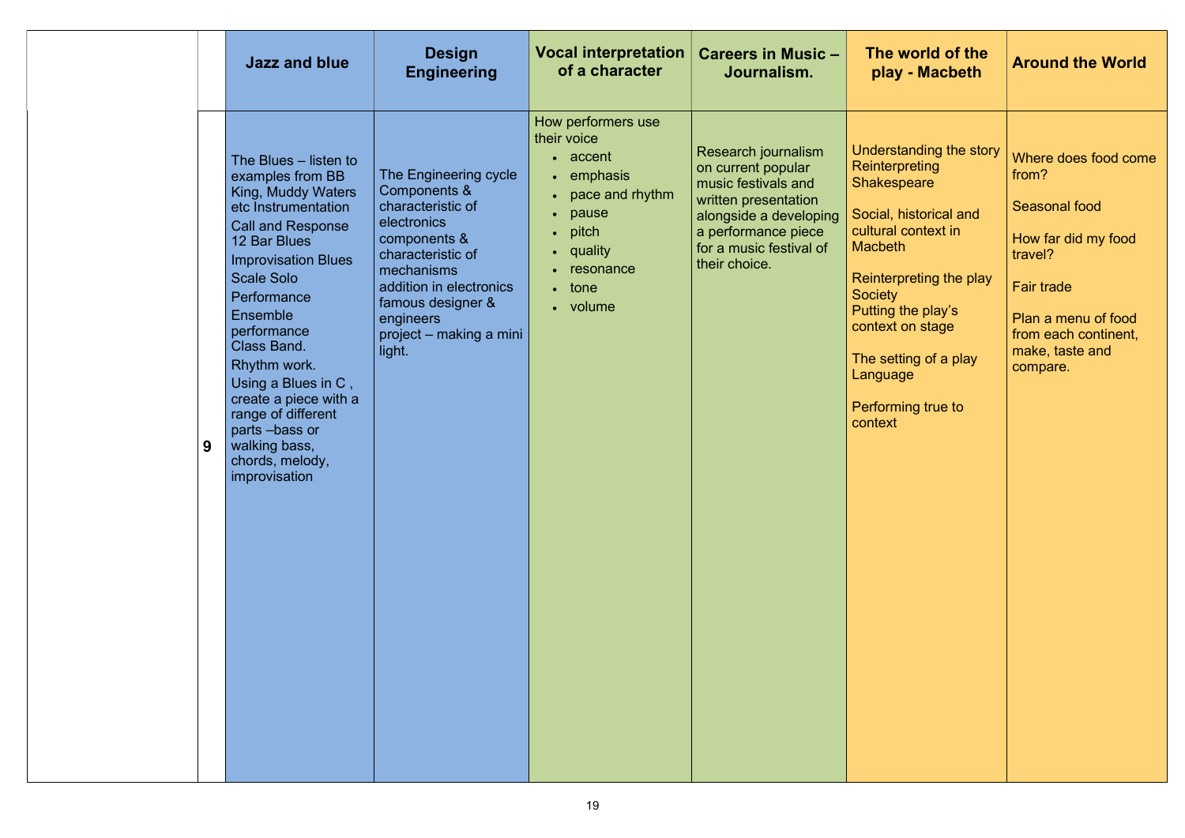| | | Jazz and blue | Design Engineering | Vocal interpretation of a character | Careers in Music – Journalism. | The world of the play - Macbeth | Around the World |
|---|---|---|---|---|---|---|---|
| | 9 | The Blues – listen to examples from BB King, Muddy Waters etc Instrumentation<br>Call and Response 12 Bar Blues<br>Improvisation Blues Scale Solo<br>Performance<br>Ensemble performance Class Band.<br>Rhythm work.<br>Using a Blues in C , create a piece with a range of different parts –bass or walking bass, chords, melody, improvisation | The Engineering cycle Components & characteristic of electronics components & characteristic of mechanisms addition in electronics famous designer & engineers project – making a mini light. | How performers use their voice<br>• accent<br>• emphasis<br>• pace and rhythm<br>• pause<br>• pitch<br>• quality<br>• resonance<br>• tone<br>• volume | Research journalism on current popular music festivals and written presentation alongside a developing a performance piece for a music festival of their choice. | Understanding the story Reinterpreting Shakespeare<br><br>Social, historical and cultural context in Macbeth<br><br>Reinterpreting the play Society<br>Putting the play's context on stage<br><br>The setting of a play Language<br><br>Performing true to context | Where does food come from?<br><br>Seasonal food<br><br>How far did my food travel?<br><br>Fair trade<br><br>Plan a menu of food from each continent, make, taste and compare. |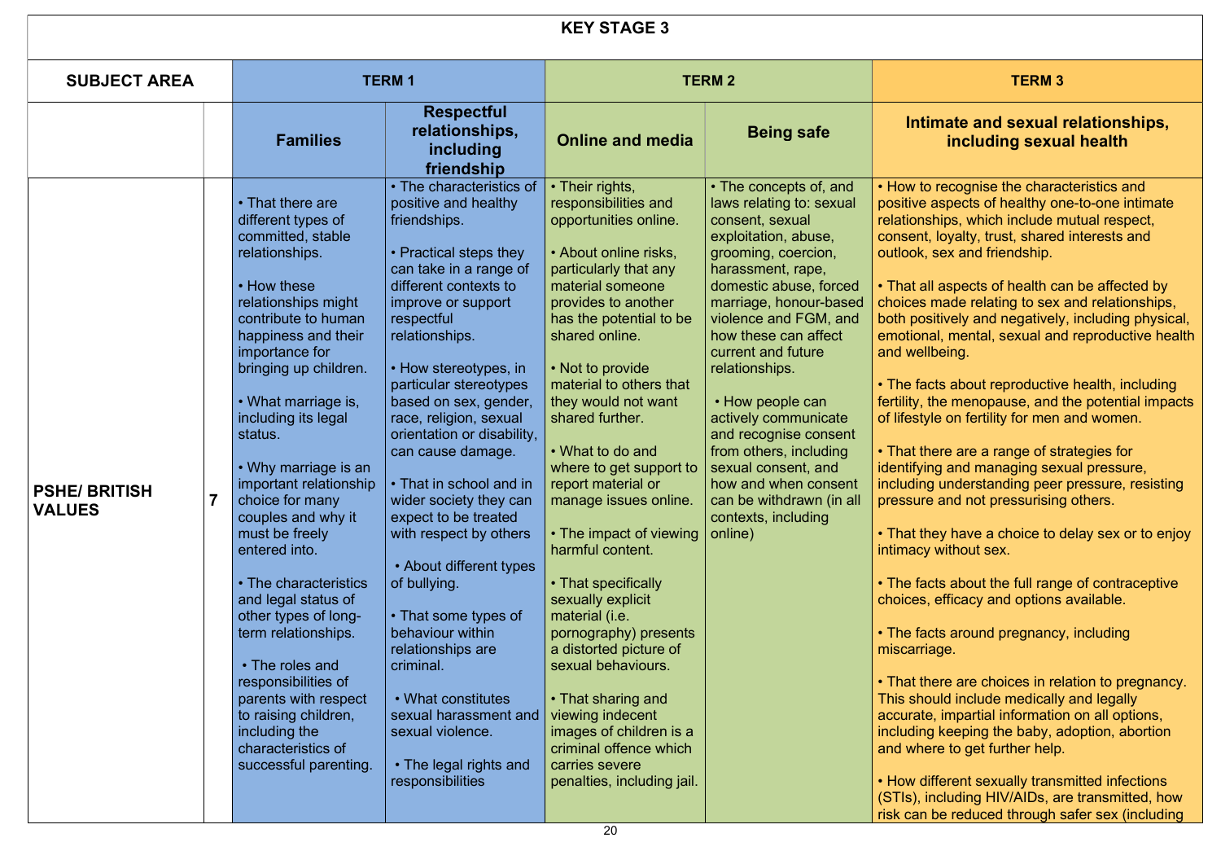| KEY STAGE 3 | | | | | | |
|---|---|---|---|---|---|---|
| **SUBJECT AREA** | | **TERM 1** | | **TERM 2** | | **TERM 3** |
| | | **Families** | **Respectful relationships, including friendship** | **Online and media** | **Being safe** | **Intimate and sexual relationships, including sexual health** |
| **PSHE/ BRITISH VALUES** | **7** | • That there are different types of committed, stable relationships.<br><br>• How these relationships might contribute to human happiness and their importance for bringing up children.<br><br>• What marriage is, including its legal status.<br><br>• Why marriage is an important relationship choice for many couples and why it must be freely entered into.<br><br>• The characteristics and legal status of other types of long-term relationships.<br><br>• The roles and responsibilities of parents with respect to raising children, including the characteristics of successful parenting. | • The characteristics of positive and healthy friendships.<br><br>• Practical steps they can take in a range of different contexts to improve or support respectful relationships.<br><br>• How stereotypes, in particular stereotypes based on sex, gender, race, religion, sexual orientation or disability, can cause damage.<br><br>• That in school and in wider society they can expect to be treated with respect by others<br><br>• About different types of bullying.<br><br>• That some types of behaviour within relationships are criminal.<br><br>• What constitutes sexual harassment and sexual violence.<br><br>• The legal rights and responsibilities | • Their rights, responsibilities and opportunities online.<br><br>• About online risks, particularly that any material someone provides to another has the potential to be shared online.<br><br>• Not to provide material to others that they would not want shared further.<br><br>• What to do and where to get support to report material or manage issues online.<br><br>• The impact of viewing harmful content.<br><br>• That specifically sexually explicit material (i.e. pornography) presents a distorted picture of sexual behaviours.<br><br>• That sharing and viewing indecent images of children is a criminal offence which carries severe penalties, including jail. | • The concepts of, and laws relating to: sexual consent, sexual exploitation, abuse, grooming, coercion, harassment, rape, domestic abuse, forced marriage, honour-based violence and FGM, and how these can affect current and future relationships.<br><br>• How people can actively communicate and recognise consent from others, including sexual consent, and how and when consent can be withdrawn (in all contexts, including online) | • How to recognise the characteristics and positive aspects of healthy one-to-one intimate relationships, which include mutual respect, consent, loyalty, trust, shared interests and outlook, sex and friendship.<br><br>• That all aspects of health can be affected by choices made relating to sex and relationships, both positively and negatively, including physical, emotional, mental, sexual and reproductive health and wellbeing.<br><br>• The facts about reproductive health, including fertility, the menopause, and the potential impacts of lifestyle on fertility for men and women.<br><br>• That there are a range of strategies for identifying and managing sexual pressure, including understanding peer pressure, resisting pressure and not pressurising others.<br><br>• That they have a choice to delay sex or to enjoy intimacy without sex.<br><br>• The facts about the full range of contraceptive choices, efficacy and options available.<br><br>• The facts around pregnancy, including miscarriage.<br><br>• That there are choices in relation to pregnancy. This should include medically and legally accurate, impartial information on all options, including keeping the baby, adoption, abortion and where to get further help.<br><br>• How different sexually transmitted infections (STIs), including HIV/AIDs, are transmitted, how risk can be reduced through safer sex (including |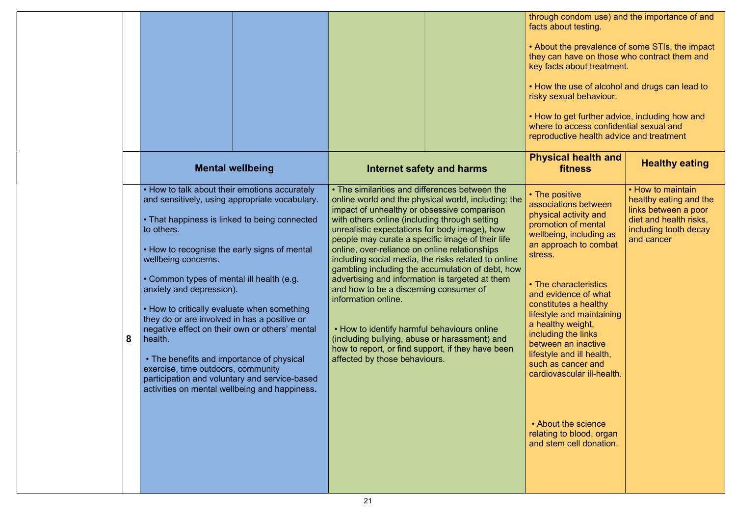| | | | | | | | |
|---|---|---|---|---|---|---|---|
| | | | | | | through condom use) and the importance of and facts about testing.<br><br>• About the prevalence of some STIs, the impact they can have on those who contract them and key facts about treatment.<br><br>• How the use of alcohol and drugs can lead to risky sexual behaviour.<br><br>• How to get further advice, including how and where to access confidential sexual and reproductive health advice and treatment | |
| | | **Mental wellbeing** | | **Internet safety and harms** | | **Physical health and fitness** | **Healthy eating** |
| | **8** | • How to talk about their emotions accurately and sensitively, using appropriate vocabulary.<br><br>• That happiness is linked to being connected to others.<br><br>• How to recognise the early signs of mental wellbeing concerns.<br><br>• Common types of mental ill health (e.g. anxiety and depression).<br><br>• How to critically evaluate when something they do or are involved in has a positive or negative effect on their own or others' mental health.<br><br>• The benefits and importance of physical exercise, time outdoors, community participation and voluntary and service-based activities on mental wellbeing and happiness. | | • The similarities and differences between the online world and the physical world, including: the impact of unhealthy or obsessive comparison with others online (including through setting unrealistic expectations for body image), how people may curate a specific image of their life online, over-reliance on online relationships including social media, the risks related to online gambling including the accumulation of debt, how advertising and information is targeted at them and how to be a discerning consumer of information online.<br><br>• How to identify harmful behaviours online (including bullying, abuse or harassment) and how to report, or find support, if they have been affected by those behaviours. | | • The positive associations between physical activity and promotion of mental wellbeing, including as an approach to combat stress.<br><br>• The characteristics and evidence of what constitutes a healthy lifestyle and maintaining a healthy weight, including the links between an inactive lifestyle and ill health, such as cancer and cardiovascular ill-health.<br><br>• About the science relating to blood, organ and stem cell donation. | • How to maintain healthy eating and the links between a poor diet and health risks, including tooth decay and cancer |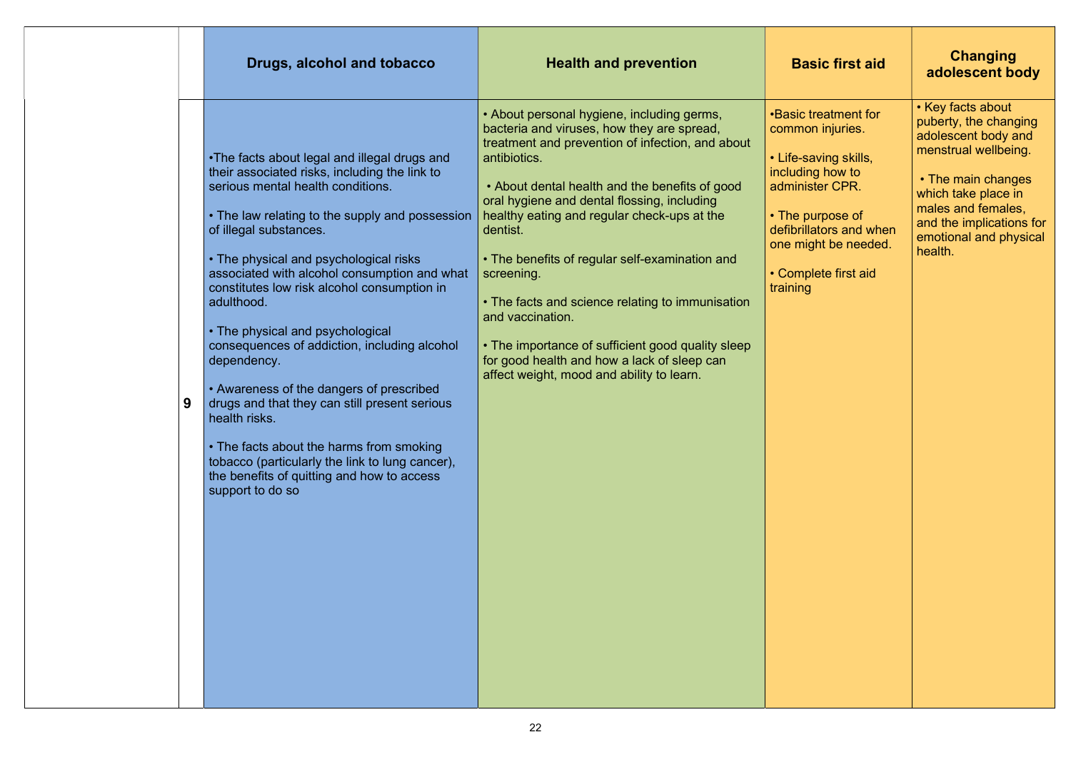| | | Drugs, alcohol and tobacco | Health and prevention | Basic first aid | Changing adolescent body |
|---|---|---|---|---|---|
| | 9 | •The facts about legal and illegal drugs and their associated risks, including the link to serious mental health conditions.<br><br>• The law relating to the supply and possession of illegal substances.<br><br>• The physical and psychological risks associated with alcohol consumption and what constitutes low risk alcohol consumption in adulthood.<br><br>• The physical and psychological consequences of addiction, including alcohol dependency.<br><br>• Awareness of the dangers of prescribed drugs and that they can still present serious health risks.<br><br>• The facts about the harms from smoking tobacco (particularly the link to lung cancer), the benefits of quitting and how to access support to do so | • About personal hygiene, including germs, bacteria and viruses, how they are spread, treatment and prevention of infection, and about antibiotics.<br><br>• About dental health and the benefits of good oral hygiene and dental flossing, including healthy eating and regular check-ups at the dentist.<br><br>• The benefits of regular self-examination and screening.<br><br>• The facts and science relating to immunisation and vaccination.<br><br>• The importance of sufficient good quality sleep for good health and how a lack of sleep can affect weight, mood and ability to learn. | •Basic treatment for common injuries.<br><br>• Life-saving skills, including how to administer CPR.<br><br>• The purpose of defibrillators and when one might be needed.<br><br>• Complete first aid training | • Key facts about puberty, the changing adolescent body and menstrual wellbeing.<br><br>• The main changes which take place in males and females, and the implications for emotional and physical health. |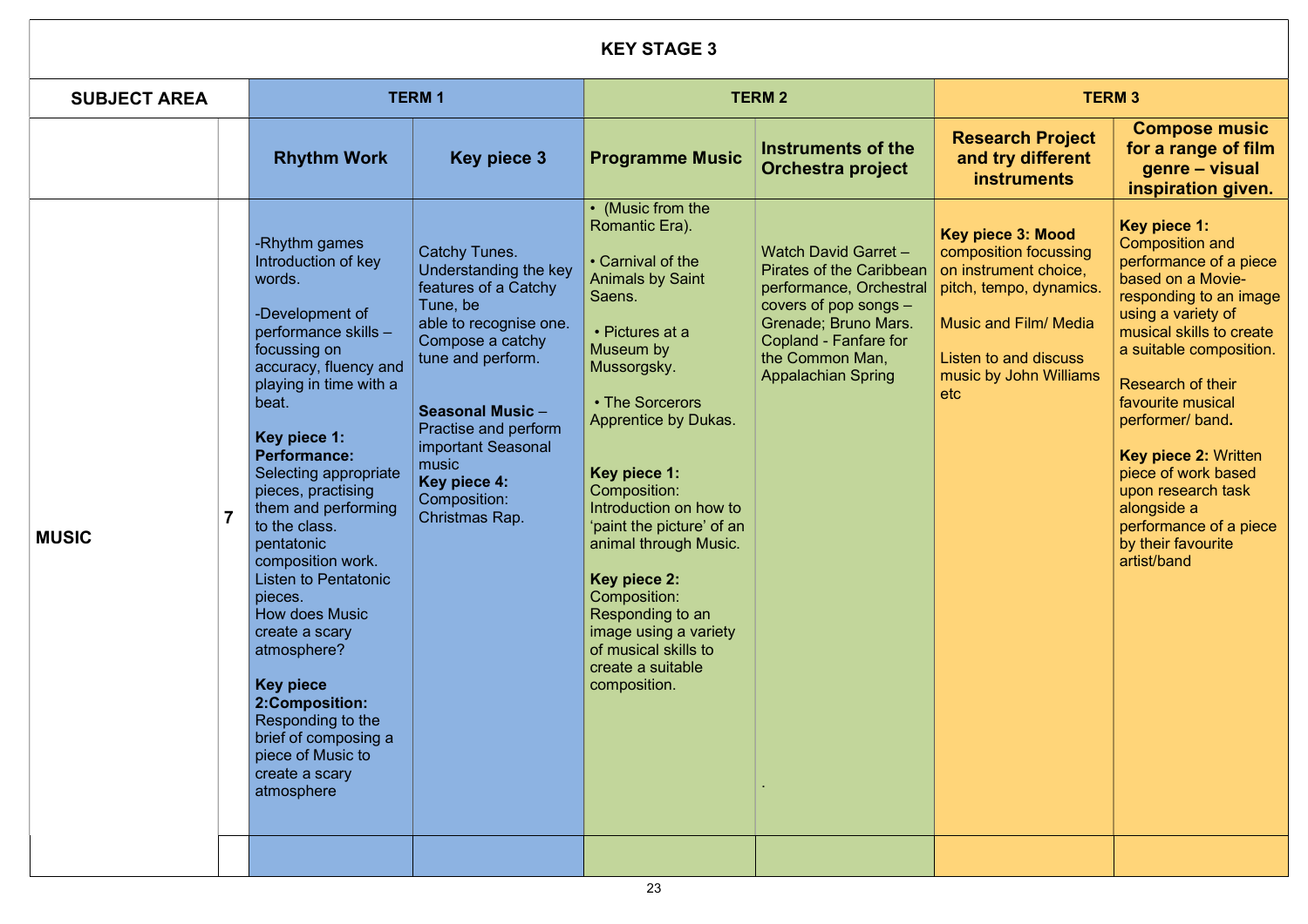| KEY STAGE 3 | | | | | | | |
|---|---|---|---|---|---|---|---|
| **SUBJECT AREA** | | **TERM 1** | | **TERM 2** | | **TERM 3** | |
| | | **Rhythm Work** | **Key piece 3** | **Programme Music** | **Instruments of the Orchestra project** | **Research Project and try different instruments** | **Compose music for a range of film genre – visual inspiration given.** |
| **MUSIC** | **7** | -Rhythm games Introduction of key words.<br><br>-Development of performance skills – focussing on accuracy, fluency and playing in time with a beat.<br><br>**Key piece 1: Performance:** Selecting appropriate pieces, practising them and performing to the class. pentatonic composition work. Listen to Pentatonic pieces. How does Music create a scary atmosphere?<br><br>**Key piece 2:Composition:** Responding to the brief of composing a piece of Music to create a scary atmosphere | Catchy Tunes. Understanding the key features of a Catchy Tune, be able to recognise one. Compose a catchy tune and perform.<br><br>**Seasonal Music** – Practise and perform important Seasonal music<br>**Key piece 4:** Composition: Christmas Rap. | • (Music from the Romantic Era).<br><br>• Carnival of the Animals by Saint Saens.<br><br>• Pictures at a Museum by Mussorgsky.<br><br>• The Sorcerors Apprentice by Dukas.<br><br>**Key piece 1:** Composition: Introduction on how to 'paint the picture' of an animal through Music.<br><br>**Key piece 2:** Composition: Responding to an image using a variety of musical skills to create a suitable composition. | Watch David Garret – Pirates of the Caribbean performance, Orchestral covers of pop songs – Grenade; Bruno Mars. Copland - Fanfare for the Common Man, Appalachian Spring<br><br>. | **Key piece 3: Mood** composition focussing on instrument choice, pitch, tempo, dynamics.<br><br>Music and Film/ Media<br><br>Listen to and discuss music by John Williams etc | **Key piece 1:** Composition and performance of a piece based on a Movie- responding to an image using a variety of musical skills to create a suitable composition.<br><br>Research of their favourite musical performer/ band**.**<br><br>**Key piece 2:** Written piece of work based upon research task alongside a performance of a piece by their favourite artist/band |
| | | | | | | | |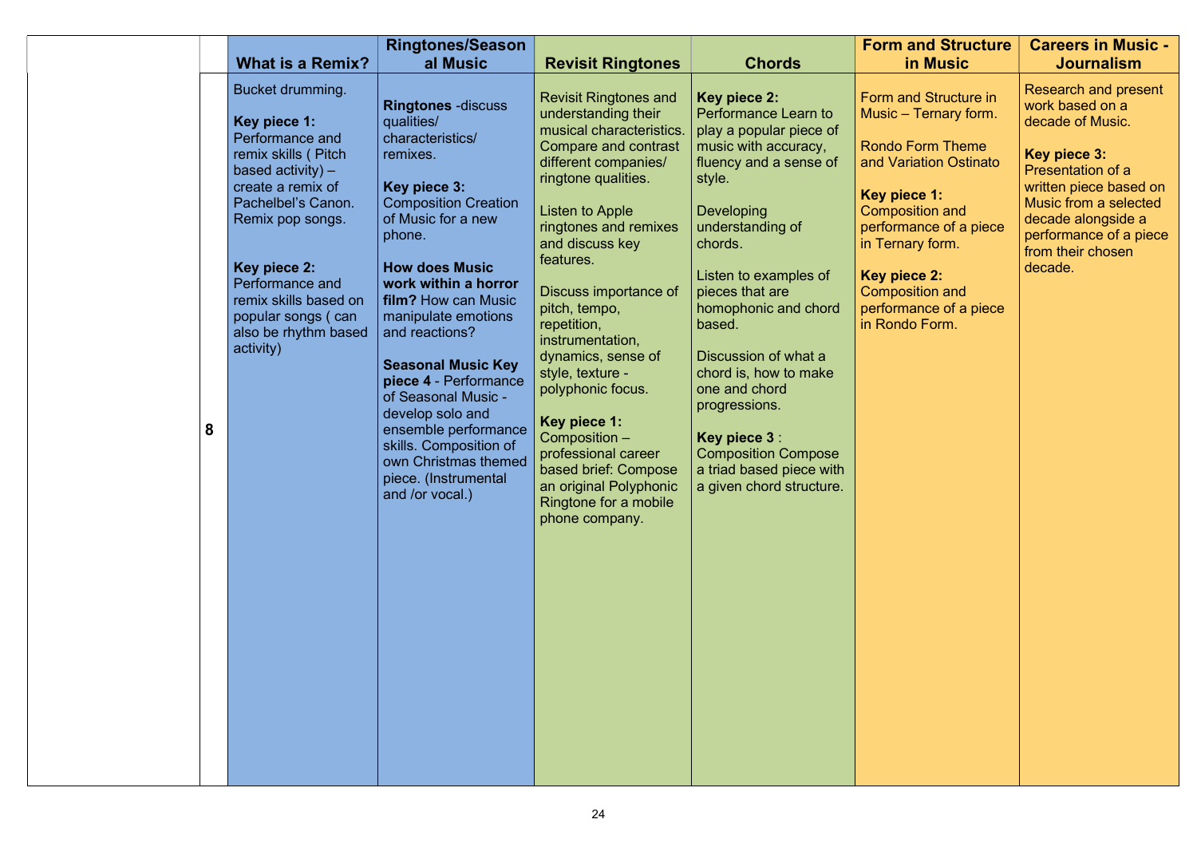| | | What is a Remix? | Ringtones/Seasonal Music | Revisit Ringtones | Chords | Form and Structure in Music | Careers in Music - Journalism |
|---|---|---|---|---|---|---|---|
| | 8 | Bucket drumming.<br><br>**Key piece 1:** Performance and remix skills ( Pitch based activity) – create a remix of Pachelbel's Canon. Remix pop songs.<br><br>**Key piece 2:** Performance and remix skills based on popular songs ( can also be rhythm based activity) | **Ringtones** -discuss qualities/ characteristics/ remixes.<br><br>**Key piece 3:** Composition Creation of Music for a new phone.<br><br>**How does Music work within a horror film?** How can Music manipulate emotions and reactions?<br><br>**Seasonal Music Key piece 4** - Performance of Seasonal Music - develop solo and ensemble performance skills. Composition of own Christmas themed piece. (Instrumental and /or vocal.) | Revisit Ringtones and understanding their musical characteristics. Compare and contrast different companies/ ringtone qualities.<br><br>Listen to Apple ringtones and remixes and discuss key features.<br><br>Discuss importance of pitch, tempo, repetition, instrumentation, dynamics, sense of style, texture - polyphonic focus.<br><br>**Key piece 1:** Composition – professional career based brief: Compose an original Polyphonic Ringtone for a mobile phone company. | **Key piece 2:** Performance Learn to play a popular piece of music with accuracy, fluency and a sense of style.<br><br>Developing understanding of chords.<br><br>Listen to examples of pieces that are homophonic and chord based.<br><br>Discussion of what a chord is, how to make one and chord progressions.<br><br>**Key piece 3** : Composition Compose a triad based piece with a given chord structure. | Form and Structure in Music – Ternary form.<br><br>Rondo Form Theme and Variation Ostinato<br><br>**Key piece 1:** Composition and performance of a piece in Ternary form.<br><br>**Key piece 2:** Composition and performance of a piece in Rondo Form. | Research and present work based on a decade of Music.<br><br>**Key piece 3:** Presentation of a written piece based on Music from a selected decade alongside a performance of a piece from their chosen decade. |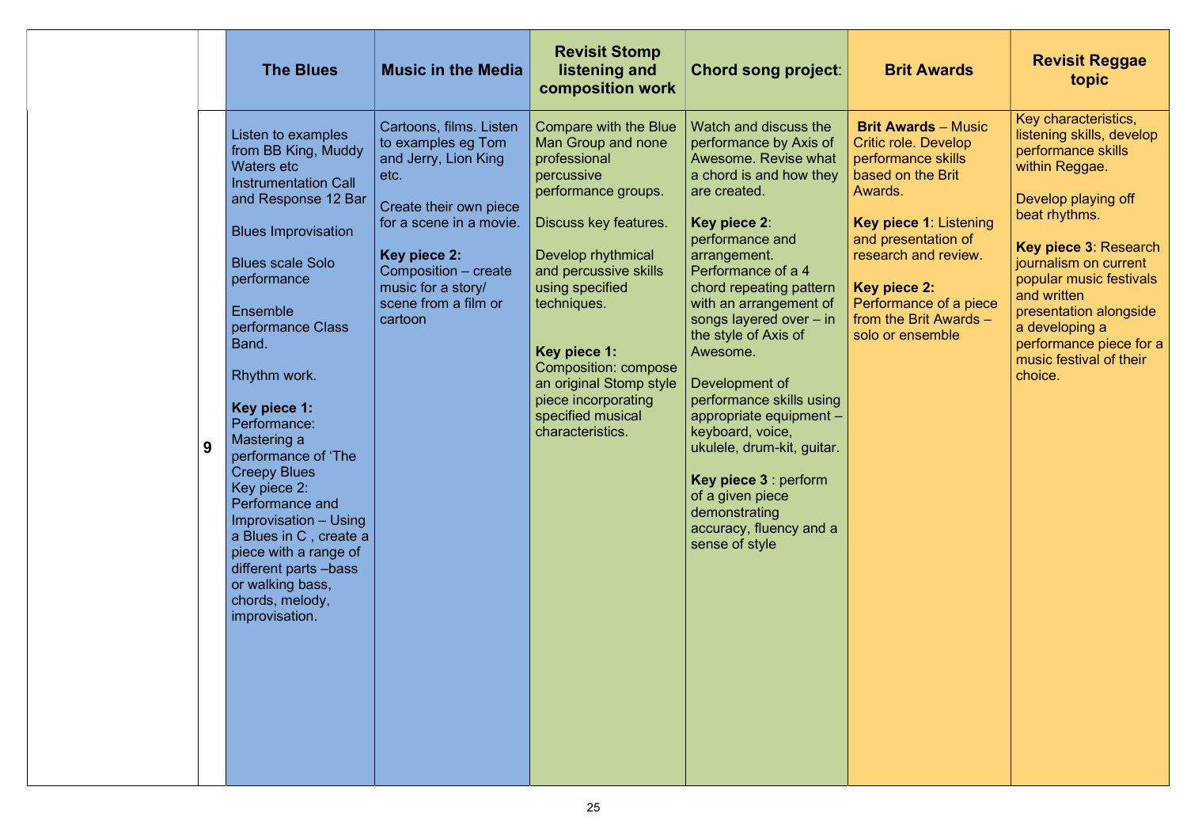| | | The Blues | Music in the Media | Revisit Stomp listening and composition work | Chord song project: | Brit Awards | Revisit Reggae topic |
|---|---|---|---|---|---|---|---|
| | 9 | Listen to examples from BB King, Muddy Waters etc<br>Instrumentation Call and Response 12 Bar<br><br>Blues Improvisation<br><br>Blues scale Solo performance<br><br>Ensemble performance Class Band.<br><br>Rhythm work.<br><br>**Key piece 1:** Performance: Mastering a performance of 'The Creepy Blues<br>Key piece 2: Performance and Improvisation – Using a Blues in C , create a piece with a range of different parts –bass or walking bass, chords, melody, improvisation. | Cartoons, films. Listen to examples eg Tom and Jerry, Lion King etc.<br><br>Create their own piece for a scene in a movie.<br><br>**Key piece 2:** Composition – create music for a story/ scene from a film or cartoon | Compare with the Blue Man Group and none professional percussive performance groups.<br><br>Discuss key features.<br><br>Develop rhythmical and percussive skills using specified techniques.<br><br>**Key piece 1:** Composition: compose an original Stomp style piece incorporating specified musical characteristics. | Watch and discuss the performance by Axis of Awesome. Revise what a chord is and how they are created.<br><br>**Key piece 2**: performance and arrangement. Performance of a 4 chord repeating pattern with an arrangement of songs layered over – in the style of Axis of Awesome.<br><br>Development of performance skills using appropriate equipment – keyboard, voice, ukulele, drum-kit, guitar.<br><br>**Key piece 3** : perform of a given piece demonstrating accuracy, fluency and a sense of style | **Brit Awards** – Music Critic role. Develop performance skills based on the Brit Awards.<br><br>**Key piece 1**: Listening and presentation of research and review.<br><br>**Key piece 2:** Performance of a piece from the Brit Awards – solo or ensemble | Key characteristics, listening skills, develop performance skills within Reggae.<br><br>Develop playing off beat rhythms.<br><br>**Key piece 3**: Research journalism on current popular music festivals and written presentation alongside a developing a performance piece for a music festival of their choice. |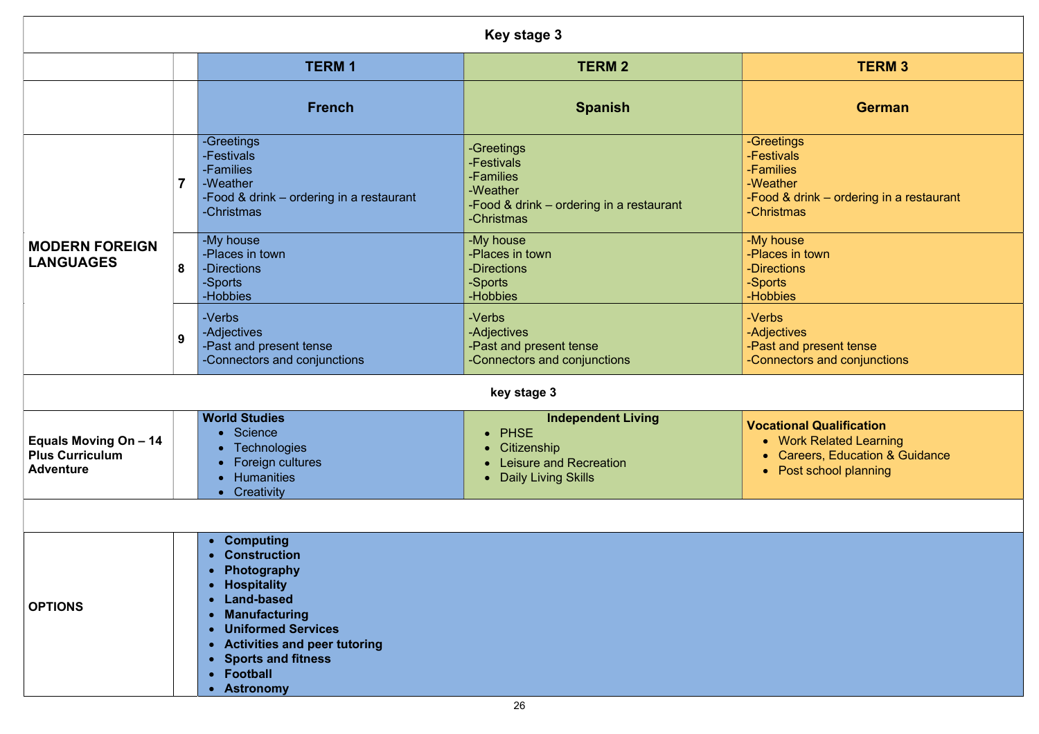| Key stage 3 | | | | |
|---|---|---|---|---|
| | | **TERM 1** | **TERM 2** | **TERM 3** |
| | | **French** | **Spanish** | **German** |
| **MODERN FOREIGN LANGUAGES** | **7** | -Greetings<br>-Festivals<br>-Families<br>-Weather<br>-Food & drink – ordering in a restaurant<br>-Christmas | -Greetings<br>-Festivals<br>-Families<br>-Weather<br>-Food & drink – ordering in a restaurant<br>-Christmas | -Greetings<br>-Festivals<br>-Families<br>-Weather<br>-Food & drink – ordering in a restaurant<br>-Christmas |
| | **8** | -My house<br>-Places in town<br>-Directions<br>-Sports<br>-Hobbies | -My house<br>-Places in town<br>-Directions<br>-Sports<br>-Hobbies | -My house<br>-Places in town<br>-Directions<br>-Sports<br>-Hobbies |
| | **9** | -Verbs<br>-Adjectives<br>-Past and present tense<br>-Connectors and conjunctions | -Verbs<br>-Adjectives<br>-Past and present tense<br>-Connectors and conjunctions | -Verbs<br>-Adjectives<br>-Past and present tense<br>-Connectors and conjunctions |
| **key stage 3** | | | | |
| **Equals Moving On – 14 Plus Curriculum Adventure** | | **World Studies**<br>• Science<br>• Technologies<br>• Foreign cultures<br>• Humanities<br>• Creativity | **Independent Living**<br>• PHSE<br>• Citizenship<br>• Leisure and Recreation<br>• Daily Living Skills | **Vocational Qualification**<br>• Work Related Learning<br>• Careers, Education & Guidance<br>• Post school planning |
| | | | | |
| **OPTIONS** | | • **Computing**<br>• **Construction**<br>• **Photography**<br>• **Hospitality**<br>• **Land-based**<br>• **Manufacturing**<br>• **Uniformed Services**<br>• **Activities and peer tutoring**<br>• **Sports and fitness**<br>• **Football**<br>• **Astronomy** | | |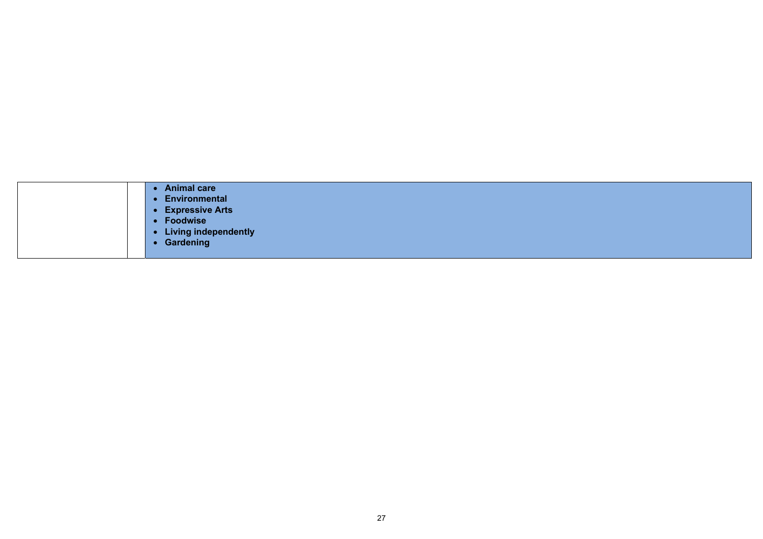| | | |
|---|---|---|
| | | • **Animal care**<br>• **Environmental**<br>• **Expressive Arts**<br>• **Foodwise**<br>• **Living independently**<br>• **Gardening** |